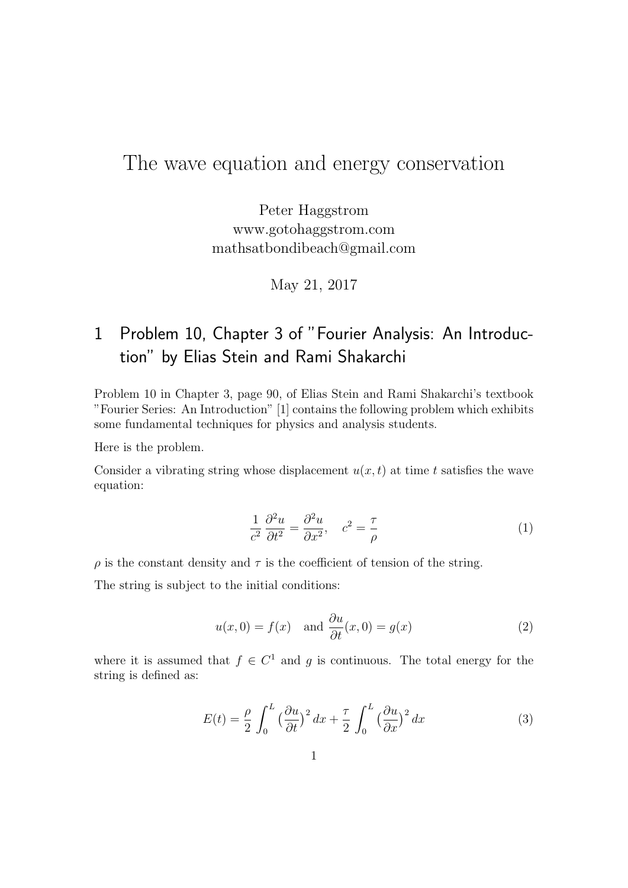# The wave equation and energy conservation

Peter Haggstrom
www.gotohaggstrom.com
mathsatbondibeach@gmail.com

May 21, 2017

## 1 Problem 10, Chapter 3 of "Fourier Analysis: An Introduction" by Elias Stein and Rami Shakarchi

Problem 10 in Chapter 3, page 90, of Elias Stein and Rami Shakarchi's textbook "Fourier Series: An Introduction" [1] contains the following problem which exhibits some fundamental techniques for physics and analysis students.

Here is the problem.

Consider a vibrating string whose displacement $u(x, t)$ at time $t$ satisfies the wave equation:

$$\frac{1}{c^2}\frac{\partial^2 u}{\partial t^2} = \frac{\partial^2 u}{\partial x^2}, \quad c^2 = \frac{\tau}{\rho} \tag{1}$$

$\rho$ is the constant density and $\tau$ is the coefficient of tension of the string.

The string is subject to the initial conditions:

$$u(x, 0) = f(x) \quad \text{and } \frac{\partial u}{\partial t}(x, 0) = g(x) \tag{2}$$

where it is assumed that $f \in C^1$ and $g$ is continuous. The total energy for the string is defined as:

$$E(t) = \frac{\rho}{2}\int_0^L \big(\frac{\partial u}{\partial t}\big)^2\, dx + \frac{\tau}{2}\int_0^L \big(\frac{\partial u}{\partial x}\big)^2\, dx \tag{3}$$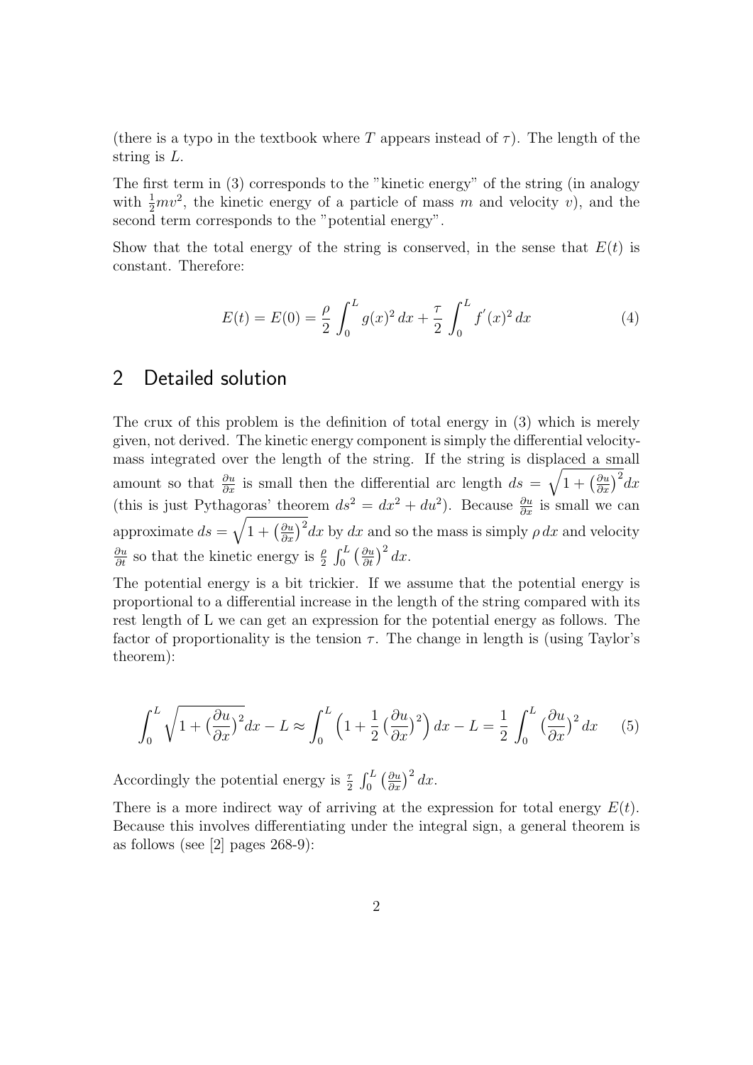(there is a typo in the textbook where $T$ appears instead of $\tau$). The length of the string is $L$.

The first term in (3) corresponds to the "kinetic energy" of the string (in analogy with $\frac{1}{2}mv^2$, the kinetic energy of a particle of mass $m$ and velocity $v$), and the second term corresponds to the "potential energy".

Show that the total energy of the string is conserved, in the sense that $E(t)$ is constant. Therefore:

$$E(t) = E(0) = \frac{\rho}{2} \int_0^L g(x)^2 \, dx + \frac{\tau}{2} \int_0^L f'(x)^2 \, dx \tag{4}$$

## 2 Detailed solution

The crux of this problem is the definition of total energy in (3) which is merely given, not derived. The kinetic energy component is simply the differential velocity-mass integrated over the length of the string. If the string is displaced a small amount so that $\frac{\partial u}{\partial x}$ is small then the differential arc length $ds = \sqrt{1 + \left(\frac{\partial u}{\partial x}\right)^2} dx$ (this is just Pythagoras' theorem $ds^2 = dx^2 + du^2$). Because $\frac{\partial u}{\partial x}$ is small we can approximate $ds = \sqrt{1 + \left(\frac{\partial u}{\partial x}\right)^2} dx$ by $dx$ and so the mass is simply $\rho \, dx$ and velocity $\frac{\partial u}{\partial t}$ so that the kinetic energy is $\frac{\rho}{2} \int_0^L \left(\frac{\partial u}{\partial t}\right)^2 dx$.

The potential energy is a bit trickier. If we assume that the potential energy is proportional to a differential increase in the length of the string compared with its rest length of L we can get an expression for the potential energy as follows. The factor of proportionality is the tension $\tau$. The change in length is (using Taylor's theorem):

$$\int_0^L \sqrt{1 + \left(\frac{\partial u}{\partial x}\right)^2} dx - L \approx \int_0^L \left(1 + \frac{1}{2}\left(\frac{\partial u}{\partial x}\right)^2\right) dx - L = \frac{1}{2} \int_0^L \left(\frac{\partial u}{\partial x}\right)^2 dx \tag{5}$$

Accordingly the potential energy is $\frac{\tau}{2} \int_0^L \left(\frac{\partial u}{\partial x}\right)^2 dx$.

There is a more indirect way of arriving at the expression for total energy $E(t)$. Because this involves differentiating under the integral sign, a general theorem is as follows (see [2] pages 268-9):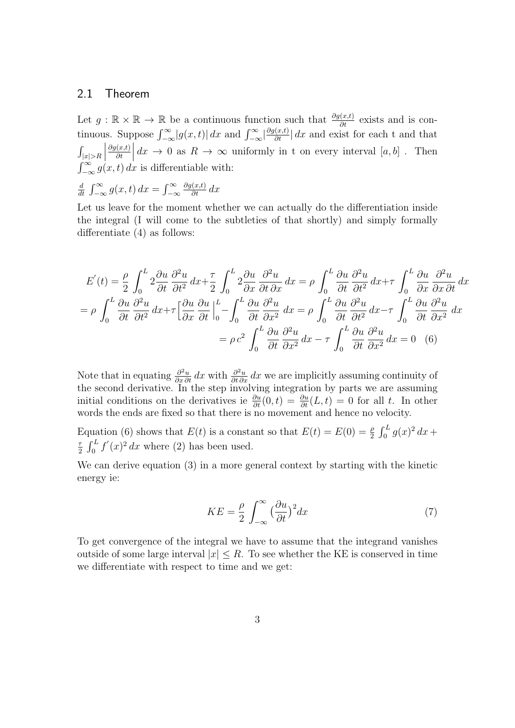## 2.1 Theorem

Let $g : \mathbb{R} \times \mathbb{R} \to \mathbb{R}$ be a continuous function such that $\frac{\partial g(x,t)}{\partial t}$ exists and is continuous. Suppose $\int_{-\infty}^{\infty} |g(x,t)|\, dx$ and $\int_{-\infty}^{\infty} |\frac{\partial g(x,t)}{\partial t}|\, dx$ and exist for each t and that $\int_{|x|>R} \left| \frac{\partial g(x,t)}{\partial t} \right| dx \to 0$ as $R \to \infty$ uniformly in t on every interval $[a, b]$ . Then $\int_{-\infty}^{\infty} g(x,t)\, dx$ is differentiable with:

$\frac{d}{dt} \int_{-\infty}^{\infty} g(x,t)\, dx = \int_{-\infty}^{\infty} \frac{\partial g(x,t)}{\partial t}\, dx$

Let us leave for the moment whether we can actually do the differentiation inside the integral (I will come to the subtleties of that shortly) and simply formally differentiate (4) as follows:

$$E^{'}(t) = \frac{\rho}{2} \int_0^L 2 \frac{\partial u}{\partial t} \frac{\partial^2 u}{\partial t^2}\, dx + \frac{\tau}{2} \int_0^L 2 \frac{\partial u}{\partial x} \frac{\partial^2 u}{\partial t\, \partial x}\, dx = \rho \int_0^L \frac{\partial u}{\partial t} \frac{\partial^2 u}{\partial t^2}\, dx + \tau \int_0^L \frac{\partial u}{\partial x} \frac{\partial^2 u}{\partial x\, \partial t}\, dx$$
$$= \rho \int_0^L \frac{\partial u}{\partial t} \frac{\partial^2 u}{\partial t^2}\, dx + \tau \Big[ \frac{\partial u}{\partial x} \frac{\partial u}{\partial t} \Big|_0^L - \int_0^L \frac{\partial u}{\partial t} \frac{\partial^2 u}{\partial x^2}\, dx = \rho \int_0^L \frac{\partial u}{\partial t} \frac{\partial^2 u}{\partial t^2}\, dx - \tau \int_0^L \frac{\partial u}{\partial t} \frac{\partial^2 u}{\partial x^2}\, dx$$
$$= \rho\, c^2 \int_0^L \frac{\partial u}{\partial t} \frac{\partial^2 u}{\partial x^2}\, dx - \tau \int_0^L \frac{\partial u}{\partial t} \frac{\partial^2 u}{\partial x^2}\, dx = 0 \quad (6)$$

Note that in equating $\frac{\partial^2 u}{\partial x\, \partial t}\, dx$ with $\frac{\partial^2 u}{\partial t\, \partial x}\, dx$ we are implicitly assuming continuity of the second derivative. In the step involving integration by parts we are assuming initial conditions on the derivatives ie $\frac{\partial u}{\partial t}(0,t) = \frac{\partial u}{\partial t}(L,t) = 0$ for all $t$. In other words the ends are fixed so that there is no movement and hence no velocity.

Equation (6) shows that $E(t)$ is a constant so that $E(t) = E(0) = \frac{\rho}{2} \int_0^L g(x)^2\, dx + \frac{\tau}{2} \int_0^L f^{'}(x)^2\, dx$ where (2) has been used.

We can derive equation (3) in a more general context by starting with the kinetic energy ie:

$$KE = \frac{\rho}{2} \int_{-\infty}^{\infty} \big(\frac{\partial u}{\partial t}\big)^2 dx \quad (7)$$

To get convergence of the integral we have to assume that the integrand vanishes outside of some large interval $|x| \leq R$. To see whether the KE is conserved in time we differentiate with respect to time and we get: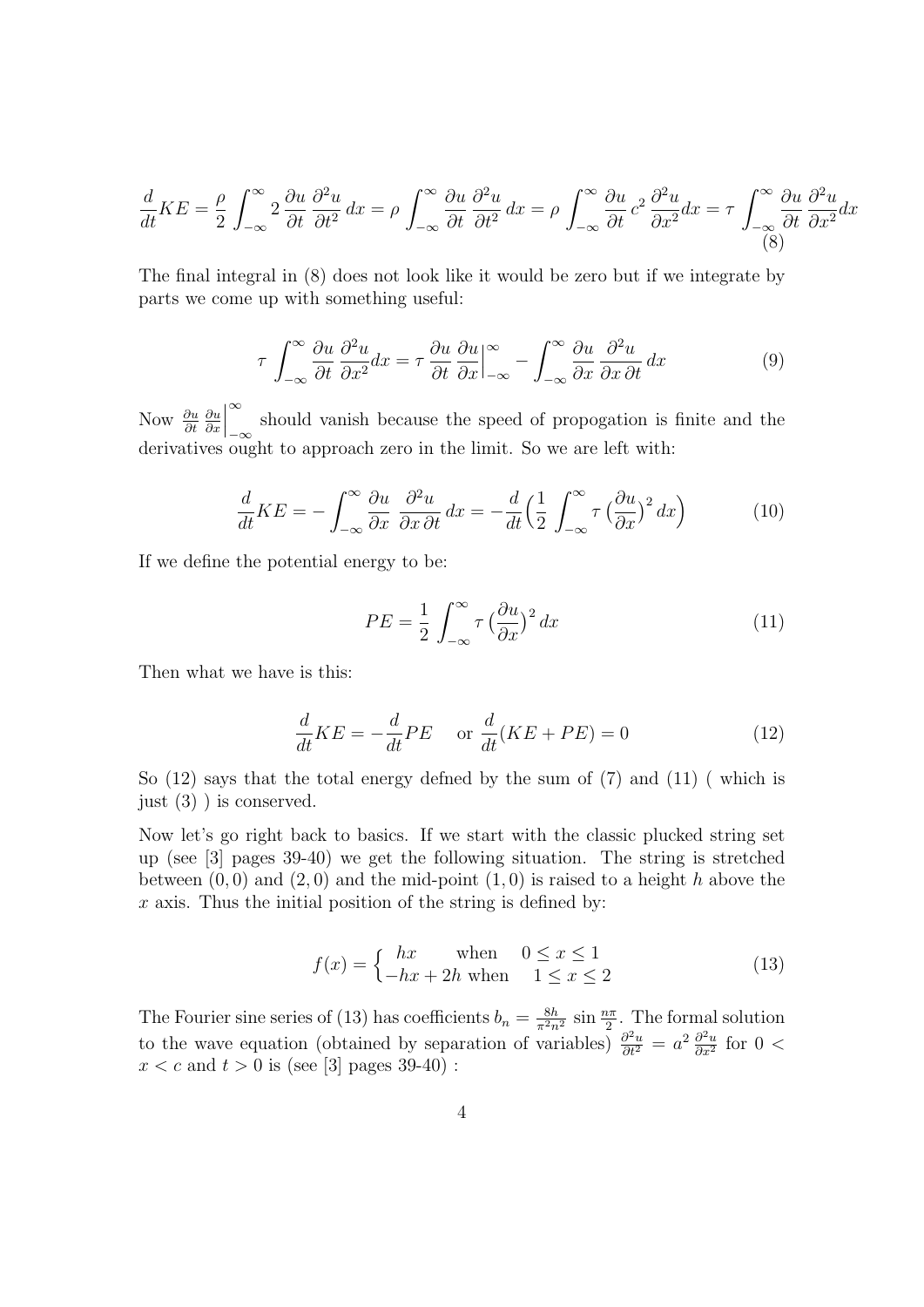$$\frac{d}{dt}KE = \frac{\rho}{2}\int_{-\infty}^{\infty} 2\,\frac{\partial u}{\partial t}\,\frac{\partial^2 u}{\partial t^2}\,dx = \rho\int_{-\infty}^{\infty}\frac{\partial u}{\partial t}\,\frac{\partial^2 u}{\partial t^2}\,dx = \rho\int_{-\infty}^{\infty}\frac{\partial u}{\partial t}\,c^2\,\frac{\partial^2 u}{\partial x^2}dx = \tau\int_{-\infty}^{\infty}\frac{\partial u}{\partial t}\,\frac{\partial^2 u}{\partial x^2}dx \tag{8}$$

The final integral in (8) does not look like it would be zero but if we integrate by parts we come up with something useful:

$$\tau\int_{-\infty}^{\infty}\frac{\partial u}{\partial t}\,\frac{\partial^2 u}{\partial x^2}dx = \tau\,\frac{\partial u}{\partial t}\,\frac{\partial u}{\partial x}\Big|_{-\infty}^{\infty} - \int_{-\infty}^{\infty}\frac{\partial u}{\partial x}\,\frac{\partial^2 u}{\partial x\,\partial t}\,dx \tag{9}$$

Now $\frac{\partial u}{\partial t}\,\frac{\partial u}{\partial x}\Big|_{-\infty}^{\infty}$ should vanish because the speed of propogation is finite and the derivatives ought to approach zero in the limit. So we are left with:

$$\frac{d}{dt}KE = -\int_{-\infty}^{\infty}\frac{\partial u}{\partial x}\,\frac{\partial^2 u}{\partial x\,\partial t}\,dx = -\frac{d}{dt}\Big(\frac{1}{2}\int_{-\infty}^{\infty}\tau\,\big(\frac{\partial u}{\partial x}\big)^2\,dx\Big) \tag{10}$$

If we define the potential energy to be:

$$PE = \frac{1}{2}\int_{-\infty}^{\infty}\tau\,\big(\frac{\partial u}{\partial x}\big)^2\,dx \tag{11}$$

Then what we have is this:

$$\frac{d}{dt}KE = -\frac{d}{dt}PE \quad \text{ or } \frac{d}{dt}(KE + PE) = 0 \tag{12}$$

So (12) says that the total energy defned by the sum of (7) and (11) ( which is just (3) ) is conserved.

Now let's go right back to basics. If we start with the classic plucked string set up (see [3] pages 39-40) we get the following situation. The string is stretched between $(0,0)$ and $(2,0)$ and the mid-point $(1,0)$ is raised to a height $h$ above the $x$ axis. Thus the initial position of the string is defined by:

$$f(x) = \begin{cases} hx & \text{when} \quad 0 \le x \le 1 \\ -hx + 2h & \text{when} \quad 1 \le x \le 2 \end{cases} \tag{13}$$

The Fourier sine series of (13) has coefficients $b_n = \frac{8h}{\pi^2 n^2}\,\sin\frac{n\pi}{2}$. The formal solution to the wave equation (obtained by separation of variables) $\frac{\partial^2 u}{\partial t^2} = a^2\,\frac{\partial^2 u}{\partial x^2}$ for $0 < x < c$ and $t > 0$ is (see [3] pages 39-40) :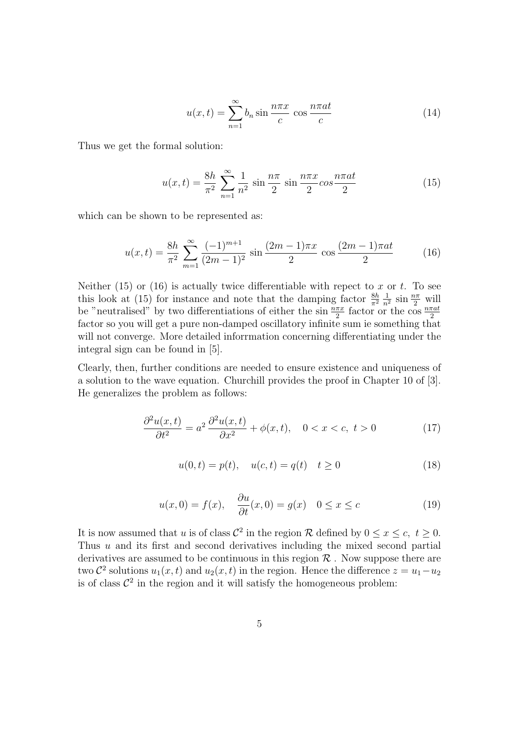$$u(x,t) = \sum_{n=1}^{\infty} b_n \sin \frac{n\pi x}{c} \cos \frac{n\pi at}{c} \tag{14}$$

Thus we get the formal solution:

$$u(x,t) = \frac{8h}{\pi^2} \sum_{n=1}^{\infty} \frac{1}{n^2} \sin \frac{n\pi}{2} \sin \frac{n\pi x}{2} cos \frac{n\pi at}{2} \tag{15}$$

which can be shown to be represented as:

$$u(x,t) = \frac{8h}{\pi^2} \sum_{m=1}^{\infty} \frac{(-1)^{m+1}}{(2m-1)^2} \sin \frac{(2m-1)\pi x}{2} \cos \frac{(2m-1)\pi at}{2} \tag{16}$$

Neither (15) or (16) is actually twice differentiable with repect to $x$ or $t$. To see this look at (15) for instance and note that the damping factor $\frac{8h}{\pi^2} \frac{1}{n^2} \sin \frac{n\pi}{2}$ will be "neutralised" by two differentiations of either the $\sin \frac{n\pi x}{2}$ factor or the $\cos \frac{n\pi at}{2}$ factor so you will get a pure non-damped oscillatory infinite sum ie something that will not converge. More detailed inforrmation concerning differentiating under the integral sign can be found in [5].

Clearly, then, further conditions are needed to ensure existence and uniqueness of a solution to the wave equation. Churchill provides the proof in Chapter 10 of [3]. He generalizes the problem as follows:

$$\frac{\partial^2 u(x,t)}{\partial t^2} = a^2 \frac{\partial^2 u(x,t)}{\partial x^2} + \phi(x,t), \quad 0 < x < c, \ t > 0 \tag{17}$$

$$u(0,t) = p(t), \quad u(c,t) = q(t) \quad t \geq 0 \tag{18}$$

$$u(x,0) = f(x), \quad \frac{\partial u}{\partial t}(x,0) = g(x) \quad 0 \leq x \leq c \tag{19}$$

It is now assumed that $u$ is of class $\mathcal{C}^2$ in the region $\mathcal{R}$ defined by $0 \leq x \leq c, \ t \geq 0$. Thus $u$ and its first and second derivatives including the mixed second partial derivatives are assumed to be continuous in this region $\mathcal{R}$ . Now suppose there are two $\mathcal{C}^2$ solutions $u_1(x,t)$ and $u_2(x,t)$ in the region. Hence the difference $z = u_1 - u_2$ is of class $\mathcal{C}^2$ in the region and it will satisfy the homogeneous problem: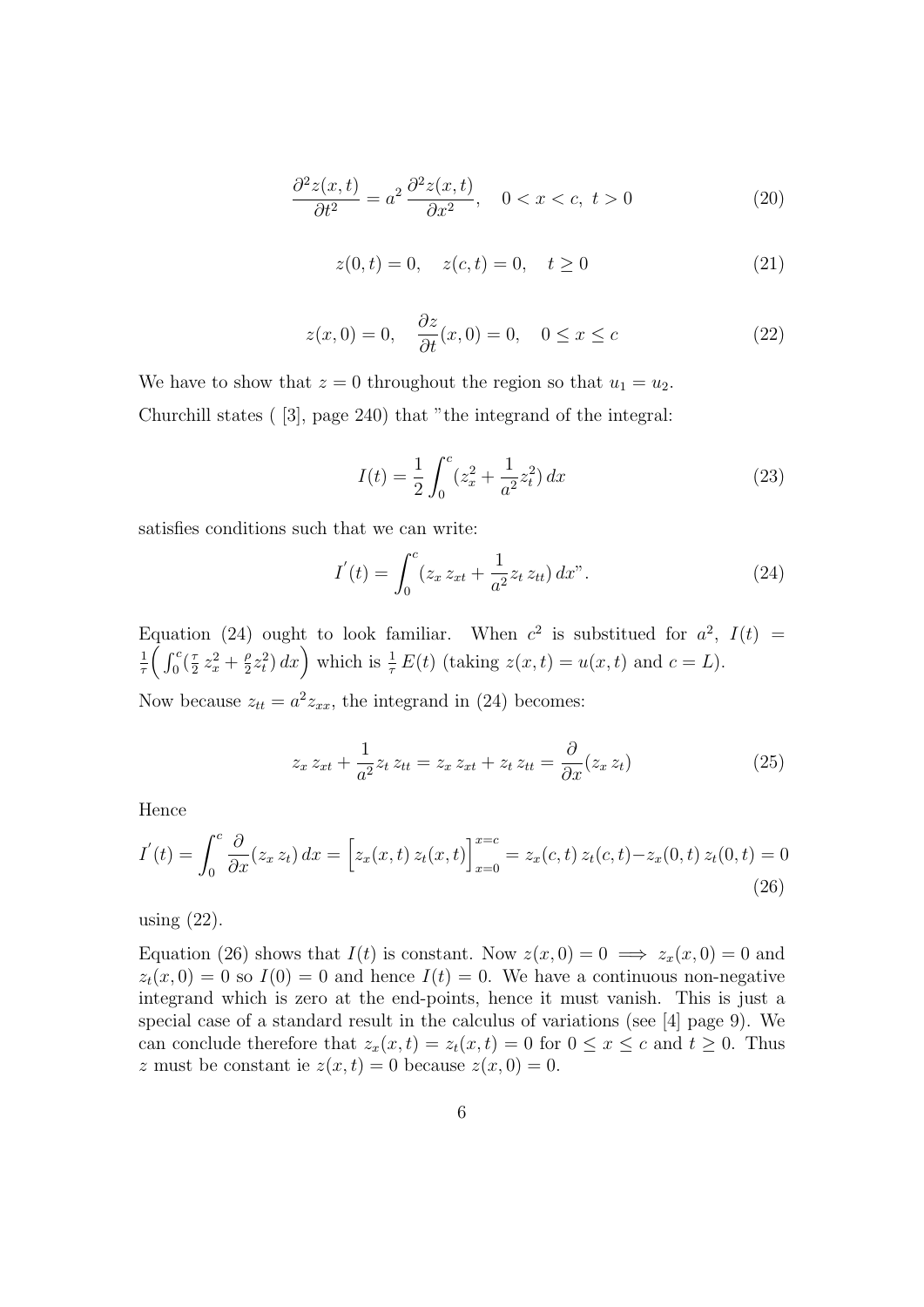$$\frac{\partial^2 z(x,t)}{\partial t^2} = a^2 \frac{\partial^2 z(x,t)}{\partial x^2}, \quad 0 < x < c, \ t > 0 \tag{20}$$

$$z(0,t) = 0, \quad z(c,t) = 0, \quad t \geq 0 \tag{21}$$

$$z(x,0) = 0, \quad \frac{\partial z}{\partial t}(x,0) = 0, \quad 0 \leq x \leq c \tag{22}$$

We have to show that $z = 0$ throughout the region so that $u_1 = u_2$.

Churchill states ( [3], page 240) that "the integrand of the integral:

$$I(t) = \frac{1}{2} \int_0^c (z_x^2 + \frac{1}{a^2} z_t^2) \, dx \tag{23}$$

satisfies conditions such that we can write:

$$I^{'}(t) = \int_0^c (z_x \, z_{xt} + \frac{1}{a^2} z_t \, z_{tt}) \, dx". \tag{24}$$

Equation (24) ought to look familiar. When $c^2$ is substitued for $a^2$, $I(t) = \frac{1}{\tau}\Big( \int_0^c (\frac{\tau}{2} \, z_x^2 + \frac{\rho}{2} z_t^2) \, dx \Big)$ which is $\frac{1}{\tau} \, E(t)$ (taking $z(x,t) = u(x,t)$ and $c = L$).

Now because $z_{tt} = a^2 z_{xx}$, the integrand in (24) becomes:

$$z_x \, z_{xt} + \frac{1}{a^2} z_t \, z_{tt} = z_x \, z_{xt} + z_t \, z_{tt} = \frac{\partial}{\partial x}(z_x \, z_t) \tag{25}$$

Hence

$$I^{'}(t) = \int_0^c \frac{\partial}{\partial x}(z_x \, z_t) \, dx = \Big[ z_x(x,t) \, z_t(x,t) \Big]_{x=0}^{x=c} = z_x(c,t) \, z_t(c,t) - z_x(0,t) \, z_t(0,t) = 0 \tag{26}$$

using (22).

Equation (26) shows that $I(t)$ is constant. Now $z(x,0) = 0 \implies z_x(x,0) = 0$ and $z_t(x,0) = 0$ so $I(0) = 0$ and hence $I(t) = 0$. We have a continuous non-negative integrand which is zero at the end-points, hence it must vanish. This is just a special case of a standard result in the calculus of variations (see [4] page 9). We can conclude therefore that $z_x(x,t) = z_t(x,t) = 0$ for $0 \leq x \leq c$ and $t \geq 0$. Thus $z$ must be constant ie $z(x,t) = 0$ because $z(x,0) = 0$.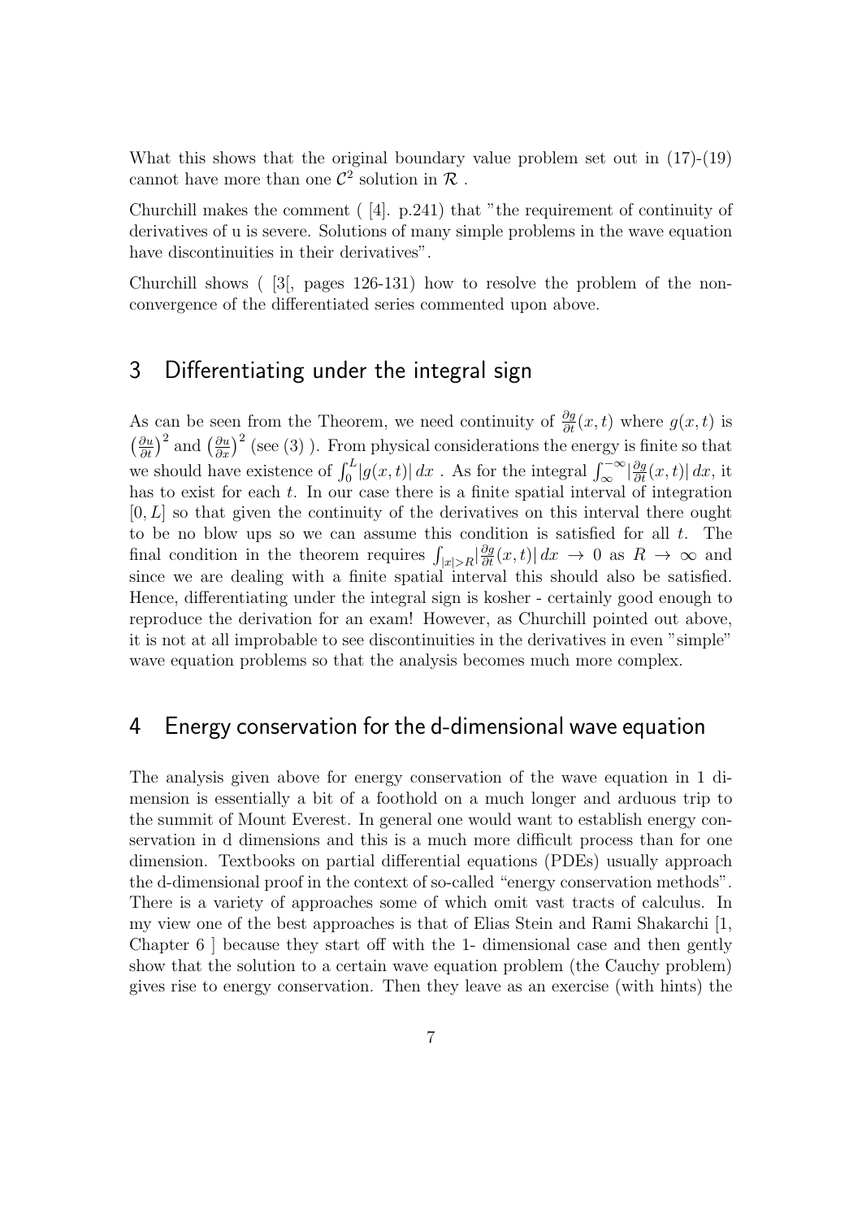What this shows that the original boundary value problem set out in (17)-(19) cannot have more than one $\mathcal{C}^2$ solution in $\mathcal{R}$ .

Churchill makes the comment ( [4]. p.241) that "the requirement of continuity of derivatives of u is severe. Solutions of many simple problems in the wave equation have discontinuities in their derivatives".

Churchill shows ( [3[, pages 126-131) how to resolve the problem of the non-convergence of the differentiated series commented upon above.

## 3 Differentiating under the integral sign

As can be seen from the Theorem, we need continuity of $\frac{\partial g}{\partial t}(x,t)$ where $g(x,t)$ is $\left(\frac{\partial u}{\partial t}\right)^2$ and $\left(\frac{\partial u}{\partial x}\right)^2$ (see (3) ). From physical considerations the energy is finite so that we should have existence of $\int_0^L |g(x,t)|\, dx$ . As for the integral $\int_{\infty}^{-\infty} |\frac{\partial g}{\partial t}(x,t)|\, dx$, it has to exist for each $t$. In our case there is a finite spatial interval of integration $[0, L]$ so that given the continuity of the derivatives on this interval there ought to be no blow ups so we can assume this condition is satisfied for all $t$. The final condition in the theorem requires $\int_{|x|>R} |\frac{\partial g}{\partial t}(x,t)|\, dx \to 0$ as $R \to \infty$ and since we are dealing with a finite spatial interval this should also be satisfied. Hence, differentiating under the integral sign is kosher - certainly good enough to reproduce the derivation for an exam! However, as Churchill pointed out above, it is not at all improbable to see discontinuities in the derivatives in even "simple" wave equation problems so that the analysis becomes much more complex.

## 4 Energy conservation for the d-dimensional wave equation

The analysis given above for energy conservation of the wave equation in 1 dimension is essentially a bit of a foothold on a much longer and arduous trip to the summit of Mount Everest. In general one would want to establish energy conservation in d dimensions and this is a much more difficult process than for one dimension. Textbooks on partial differential equations (PDEs) usually approach the d-dimensional proof in the context of so-called "energy conservation methods". There is a variety of approaches some of which omit vast tracts of calculus. In my view one of the best approaches is that of Elias Stein and Rami Shakarchi [1, Chapter 6 ] because they start off with the 1- dimensional case and then gently show that the solution to a certain wave equation problem (the Cauchy problem) gives rise to energy conservation. Then they leave as an exercise (with hints) the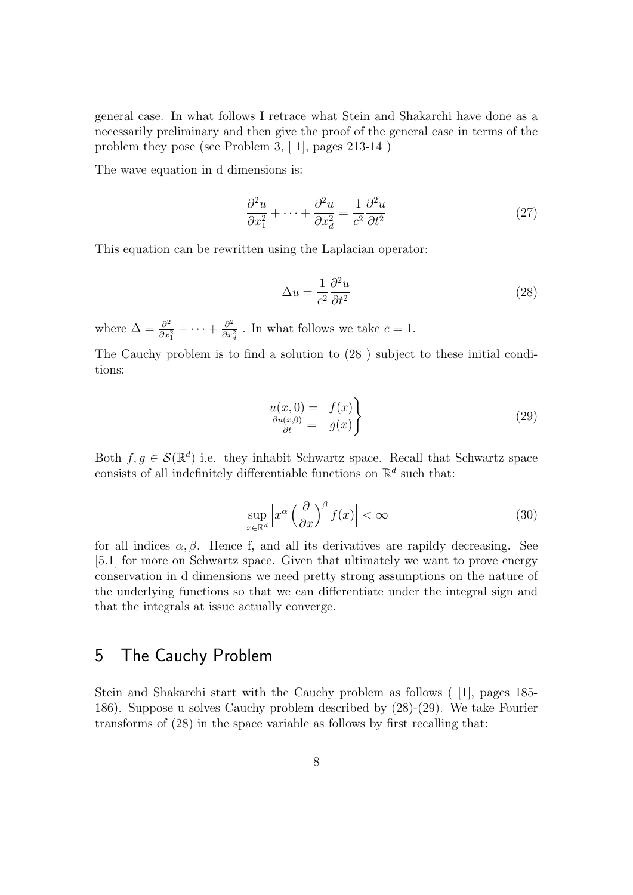general case. In what follows I retrace what Stein and Shakarchi have done as a necessarily preliminary and then give the proof of the general case in terms of the problem they pose (see Problem 3, [ 1], pages 213-14 )

The wave equation in d dimensions is:

$$\frac{\partial^2 u}{\partial x_1^2} + \cdots + \frac{\partial^2 u}{\partial x_d^2} = \frac{1}{c^2}\frac{\partial^2 u}{\partial t^2} \tag{27}$$

This equation can be rewritten using the Laplacian operator:

$$\Delta u = \frac{1}{c^2}\frac{\partial^2 u}{\partial t^2} \tag{28}$$

where $\Delta = \frac{\partial^2}{\partial x_1^2} + \cdots + \frac{\partial^2}{\partial x_d^2}$ . In what follows we take $c = 1$.

The Cauchy problem is to find a solution to (28 ) subject to these initial conditions:

$$\left.\begin{aligned} u(x,0) = & \quad f(x) \\ \tfrac{\partial u(x,0)}{\partial t} = & \quad g(x) \end{aligned}\right\} \tag{29}$$

Both $f, g \in \mathcal{S}(\mathbb{R}^d)$ i.e. they inhabit Schwartz space. Recall that Schwartz space consists of all indefinitely differentiable functions on $\mathbb{R}^d$ such that:

$$\sup_{x\in\mathbb{R}^d}\left| x^{\alpha}\left(\frac{\partial}{\partial x}\right)^{\beta} f(x)\right| < \infty \tag{30}$$

for all indices $\alpha, \beta$. Hence f, and all its derivatives are rapildy decreasing. See [5.1] for more on Schwartz space. Given that ultimately we want to prove energy conservation in d dimensions we need pretty strong assumptions on the nature of the underlying functions so that we can differentiate under the integral sign and that the integrals at issue actually converge.

## 5 The Cauchy Problem

Stein and Shakarchi start with the Cauchy problem as follows ( [1], pages 185-186). Suppose u solves Cauchy problem described by (28)-(29). We take Fourier transforms of (28) in the space variable as follows by first recalling that: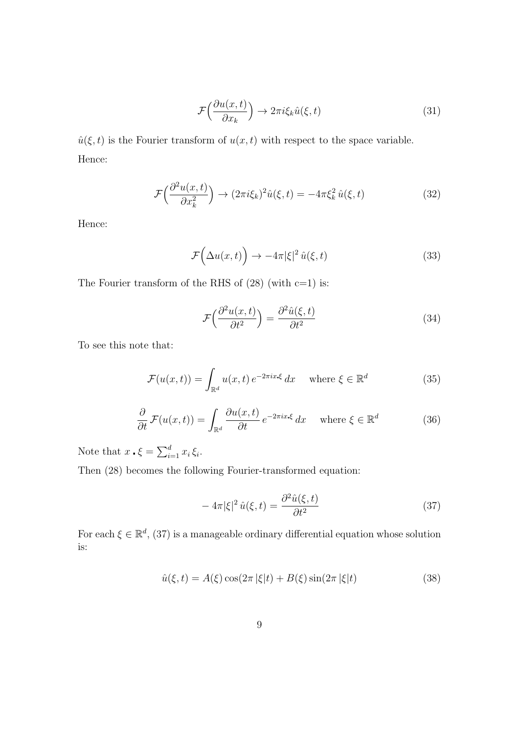$$\mathcal{F}\Big(\frac{\partial u(x,t)}{\partial x_k}\Big) \rightarrow 2\pi i \xi_k \hat{u}(\xi, t) \tag{31}$$

$\hat{u}(\xi, t)$ is the Fourier transform of $u(x, t)$ with respect to the space variable.

Hence:

$$\mathcal{F}\Big(\frac{\partial^2 u(x,t)}{\partial x_k^2}\Big) \rightarrow (2\pi i \xi_k)^2 \hat{u}(\xi, t) = -4\pi \xi_k^2 \, \hat{u}(\xi, t) \tag{32}$$

Hence:

$$\mathcal{F}\Big(\Delta u(x,t)\Big) \rightarrow -4\pi |\xi|^2 \, \hat{u}(\xi, t) \tag{33}$$

The Fourier transform of the RHS of (28) (with c=1) is:

$$\mathcal{F}\Big(\frac{\partial^2 u(x,t)}{\partial t^2}\Big) = \frac{\partial^2 \hat{u}(\xi, t)}{\partial t^2} \tag{34}$$

To see this note that:

$$\mathcal{F}(u(x,t)) = \int_{\mathbb{R}^d} u(x,t) \, e^{-2\pi i x \centerdot \xi} \, dx \quad \text{ where } \xi \in \mathbb{R}^d \tag{35}$$

$$\frac{\partial}{\partial t} \, \mathcal{F}(u(x,t)) = \int_{\mathbb{R}^d} \frac{\partial u(x,t)}{\partial t} \, e^{-2\pi i x \centerdot \xi} \, dx \quad \text{ where } \xi \in \mathbb{R}^d \tag{36}$$

Note that $x \centerdot \xi = \sum_{i=1}^{d} x_i \, \xi_i$.

Then (28) becomes the following Fourier-transformed equation:

$$-4\pi |\xi|^2 \, \hat{u}(\xi, t) = \frac{\partial^2 \hat{u}(\xi, t)}{\partial t^2} \tag{37}$$

For each $\xi \in \mathbb{R}^d$, (37) is a manageable ordinary differential equation whose solution is:

$$\hat{u}(\xi, t) = A(\xi) \cos(2\pi \, |\xi| t) + B(\xi) \sin(2\pi \, |\xi| t) \tag{38}$$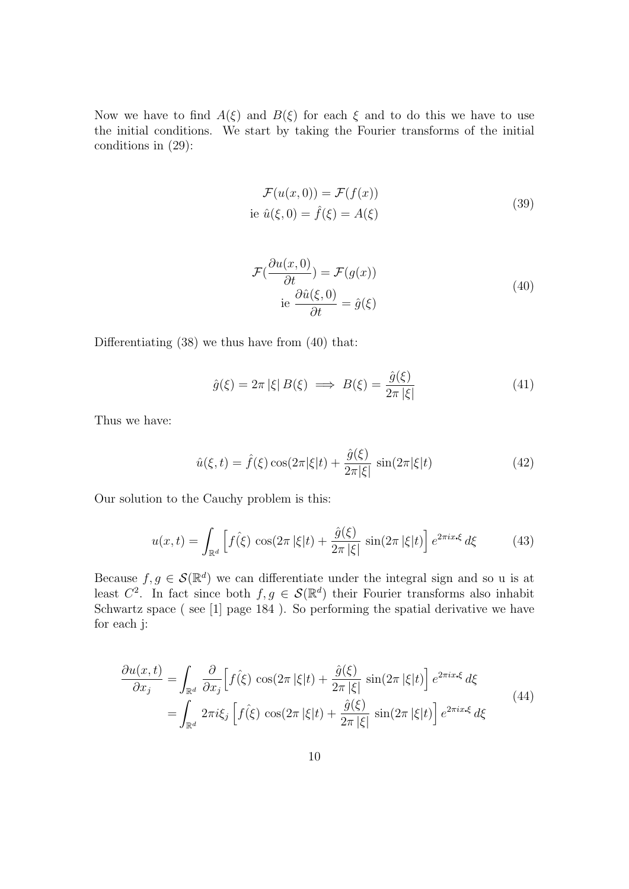Now we have to find $A(\xi)$ and $B(\xi)$ for each $\xi$ and to do this we have to use the initial conditions. We start by taking the Fourier transforms of the initial conditions in (29):

$$
\begin{aligned}
\mathcal{F}(u(x,0)) &= \mathcal{F}(f(x)) \\
\text{ie } \hat{u}(\xi,0) &= \hat{f}(\xi) = A(\xi)
\end{aligned}
\tag{39}
$$

$$
\begin{aligned}
\mathcal{F}(\frac{\partial u(x,0)}{\partial t}) &= \mathcal{F}(g(x)) \\
\text{ie } \frac{\partial \hat{u}(\xi,0)}{\partial t} &= \hat{g}(\xi)
\end{aligned}
\tag{40}
$$

Differentiating (38) we thus have from (40) that:

$$
\hat{g}(\xi) = 2\pi\,|\xi|\,B(\xi) \implies B(\xi) = \frac{\hat{g}(\xi)}{2\pi\,|\xi|} \tag{41}
$$

Thus we have:

$$
\hat{u}(\xi,t) = \hat{f}(\xi)\cos(2\pi|\xi|t) + \frac{\hat{g}(\xi)}{2\pi|\xi|}\,\sin(2\pi|\xi|t) \tag{42}
$$

Our solution to the Cauchy problem is this:

$$
u(x,t) = \int_{\mathbb{R}^d} \Big[\hat{f(\xi)}\,\cos(2\pi\,|\xi|t) + \frac{\hat{g}(\xi)}{2\pi\,|\xi|}\,\sin(2\pi\,|\xi|t)\Big]\,e^{2\pi i x \cdot \xi}\,d\xi \tag{43}
$$

Because $f, g \in \mathcal{S}(\mathbb{R}^d)$ we can differentiate under the integral sign and so u is at least $C^2$. In fact since both $f, g \in \mathcal{S}(\mathbb{R}^d)$ their Fourier transforms also inhabit Schwartz space ( see [1] page 184 ). So performing the spatial derivative we have for each j:

$$
\begin{aligned}
\frac{\partial u(x,t)}{\partial x_j} &= \int_{\mathbb{R}^d} \frac{\partial}{\partial x_j}\Big[\hat{f(\xi)}\,\cos(2\pi\,|\xi|t) + \frac{\hat{g}(\xi)}{2\pi\,|\xi|}\,\sin(2\pi\,|\xi|t)\Big]\,e^{2\pi i x \cdot \xi}\,d\xi \\
&= \int_{\mathbb{R}^d} 2\pi i \xi_j\,\Big[\hat{f(\xi)}\,\cos(2\pi\,|\xi|t) + \frac{\hat{g}(\xi)}{2\pi\,|\xi|}\,\sin(2\pi\,|\xi|t)\Big]\,e^{2\pi i x \cdot \xi}\,d\xi
\end{aligned}
\tag{44}
$$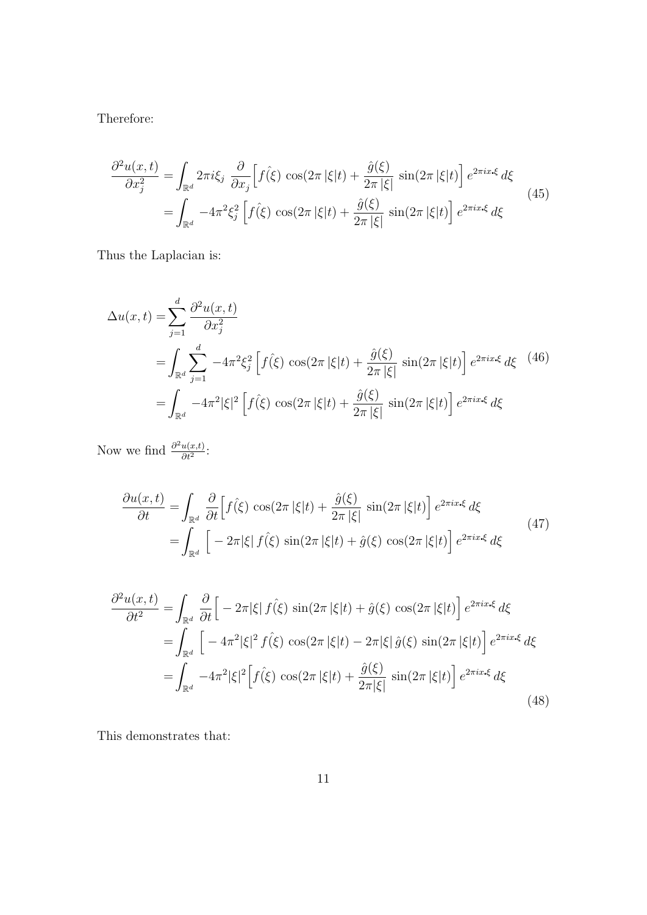Therefore:

$$
\begin{aligned}
\frac{\partial^2 u(x,t)}{\partial x_j^2} &= \int_{\mathbb{R}^d} 2\pi i \xi_j \ \frac{\partial}{\partial x_j}\Big[ \hat{f(\xi)} \ \cos(2\pi\,|\xi|t) + \frac{\hat{g}(\xi)}{2\pi\,|\xi|} \ \sin(2\pi\,|\xi|t) \Big] \, e^{2\pi i x \cdot \xi} \, d\xi \\
&= \int_{\mathbb{R}^d} -4\pi^2 \xi_j^2 \, \Big[ \hat{f(\xi)} \ \cos(2\pi\,|\xi|t) + \frac{\hat{g}(\xi)}{2\pi\,|\xi|} \ \sin(2\pi\,|\xi|t) \Big] \, e^{2\pi i x \cdot \xi} \, d\xi
\end{aligned}
\tag{45}
$$

Thus the Laplacian is:

$$
\begin{aligned}
\Delta u(x,t) &= \sum_{j=1}^{d} \frac{\partial^2 u(x,t)}{\partial x_j^2} \\
&= \int_{\mathbb{R}^d} \sum_{j=1}^{d} -4\pi^2 \xi_j^2 \, \Big[ \hat{f(\xi)} \ \cos(2\pi\,|\xi|t) + \frac{\hat{g}(\xi)}{2\pi\,|\xi|} \ \sin(2\pi\,|\xi|t) \Big] \, e^{2\pi i x \cdot \xi} \, d\xi \\
&= \int_{\mathbb{R}^d} -4\pi^2 |\xi|^2 \, \Big[ \hat{f(\xi)} \ \cos(2\pi\,|\xi|t) + \frac{\hat{g}(\xi)}{2\pi\,|\xi|} \ \sin(2\pi\,|\xi|t) \Big] \, e^{2\pi i x \cdot \xi} \, d\xi
\end{aligned}
\tag{46}
$$

Now we find $\frac{\partial^2 u(x,t)}{\partial t^2}$:

$$
\begin{aligned}
\frac{\partial u(x,t)}{\partial t} &= \int_{\mathbb{R}^d} \frac{\partial}{\partial t}\Big[ \hat{f(\xi)} \ \cos(2\pi\,|\xi|t) + \frac{\hat{g}(\xi)}{2\pi\,|\xi|} \ \sin(2\pi\,|\xi|t) \Big] \, e^{2\pi i x \cdot \xi} \, d\xi \\
&= \int_{\mathbb{R}^d} \Big[ -2\pi|\xi| \, \hat{f(\xi)} \ \sin(2\pi\,|\xi|t) + \hat{g}(\xi) \ \cos(2\pi\,|\xi|t) \Big] \, e^{2\pi i x \cdot \xi} \, d\xi
\end{aligned}
\tag{47}
$$

$$
\begin{aligned}
\frac{\partial^2 u(x,t)}{\partial t^2} &= \int_{\mathbb{R}^d} \frac{\partial}{\partial t}\Big[ -2\pi|\xi| \, \hat{f(\xi)} \ \sin(2\pi\,|\xi|t) + \hat{g}(\xi) \ \cos(2\pi\,|\xi|t) \Big] \, e^{2\pi i x \cdot \xi} \, d\xi \\
&= \int_{\mathbb{R}^d} \Big[ -4\pi^2|\xi|^2 \, \hat{f(\xi)} \ \cos(2\pi\,|\xi|t) - 2\pi|\xi| \, \hat{g}(\xi) \ \sin(2\pi\,|\xi|t) \Big] \, e^{2\pi i x \cdot \xi} \, d\xi \\
&= \int_{\mathbb{R}^d} -4\pi^2|\xi|^2 \Big[ \hat{f(\xi)} \ \cos(2\pi\,|\xi|t) + \frac{\hat{g}(\xi)}{2\pi|\xi|} \ \sin(2\pi\,|\xi|t) \Big] \, e^{2\pi i x \cdot \xi} \, d\xi
\end{aligned}
\tag{48}
$$

This demonstrates that: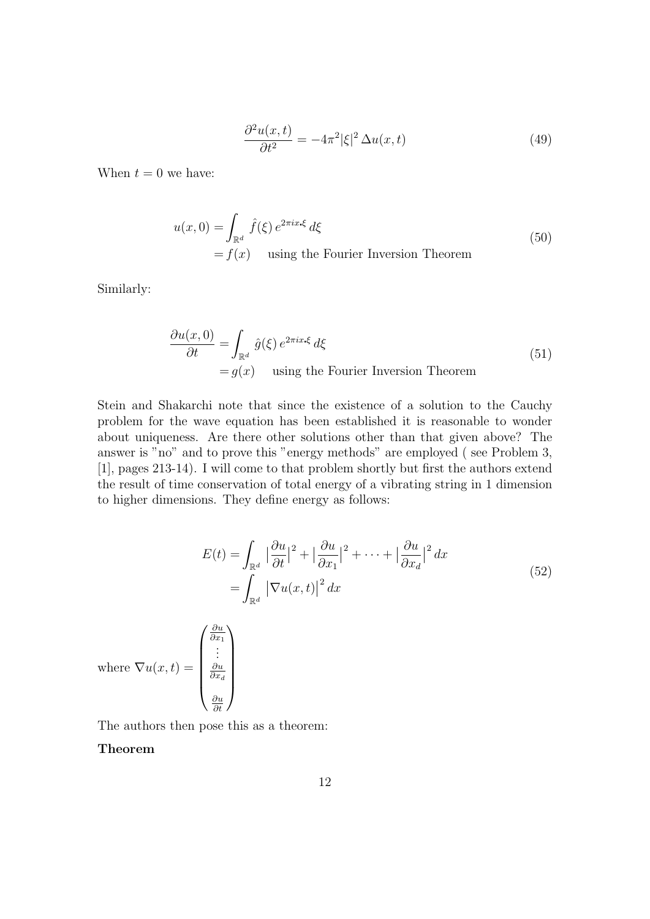$$\frac{\partial^2 u(x,t)}{\partial t^2} = -4\pi^2 |\xi|^2 \, \Delta u(x,t) \tag{49}$$

When $t = 0$ we have:

$$\begin{aligned} u(x,0) &= \int_{\mathbb{R}^d} \hat{f}(\xi)\, e^{2\pi i x \cdot \xi} \, d\xi \\ &= f(x) \quad \text{ using the Fourier Inversion Theorem} \end{aligned} \tag{50}$$

Similarly:

$$\begin{aligned} \frac{\partial u(x,0)}{\partial t} &= \int_{\mathbb{R}^d} \hat{g}(\xi)\, e^{2\pi i x \cdot \xi} \, d\xi \\ &= g(x) \quad \text{ using the Fourier Inversion Theorem} \end{aligned} \tag{51}$$

Stein and Shakarchi note that since the existence of a solution to the Cauchy problem for the wave equation has been established it is reasonable to wonder about uniqueness. Are there other solutions other than that given above? The answer is "no" and to prove this "energy methods" are employed ( see Problem 3, [1], pages 213-14). I will come to that problem shortly but first the authors extend the result of time conservation of total energy of a vibrating string in 1 dimension to higher dimensions. They define energy as follows:

$$\begin{aligned} E(t) &= \int_{\mathbb{R}^d} \Big|\frac{\partial u}{\partial t}\Big|^2 + \Big|\frac{\partial u}{\partial x_1}\Big|^2 + \cdots + \Big|\frac{\partial u}{\partial x_d}\Big|^2 \, dx \\ &= \int_{\mathbb{R}^d} \big|\nabla u(x,t)\big|^2 \, dx \end{aligned} \tag{52}$$

where $\nabla u(x,t) = \begin{pmatrix} \frac{\partial u}{\partial x_1} \\ \vdots \\ \frac{\partial u}{\partial x_d} \\ \\ \frac{\partial u}{\partial t} \end{pmatrix}$

The authors then pose this as a theorem:

**Theorem**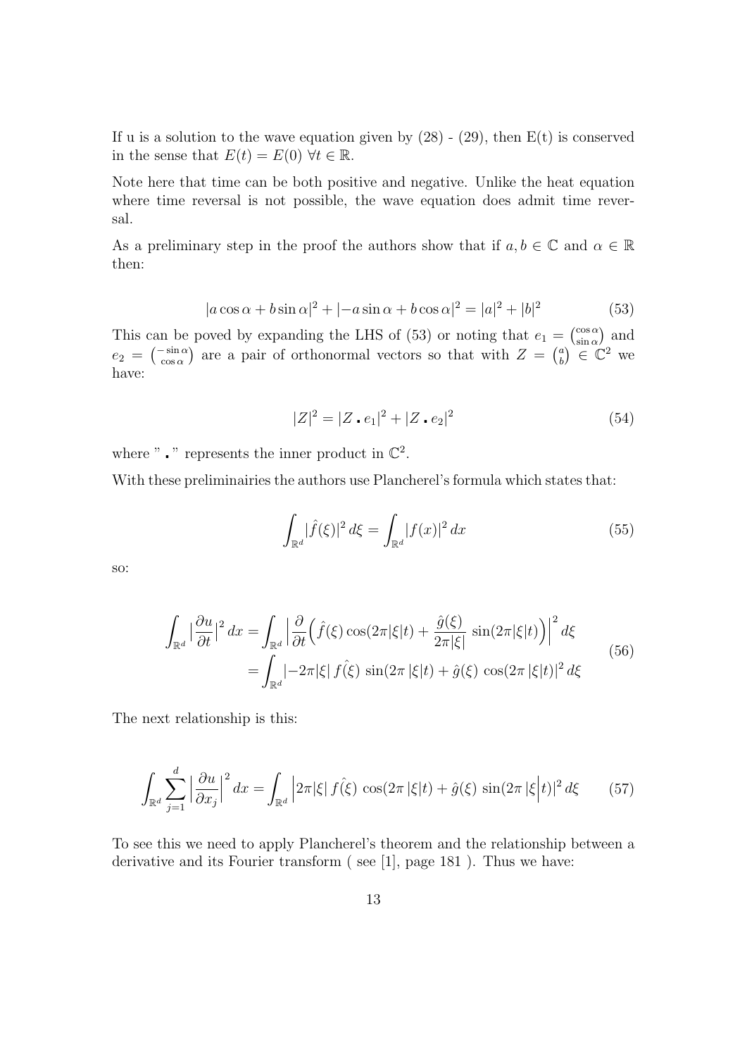If u is a solution to the wave equation given by (28) - (29), then E(t) is conserved in the sense that $E(t) = E(0) \ \forall t \in \mathbb{R}$.

Note here that time can be both positive and negative. Unlike the heat equation where time reversal is not possible, the wave equation does admit time reversal.

As a preliminary step in the proof the authors show that if $a, b \in \mathbb{C}$ and $\alpha \in \mathbb{R}$ then:

$$|a \cos \alpha + b \sin \alpha|^2 + |-a \sin \alpha + b \cos \alpha|^2 = |a|^2 + |b|^2 \tag{53}$$

This can be poved by expanding the LHS of (53) or noting that $e_1 = \binom{\cos \alpha}{\sin \alpha}$ and $e_2 = \binom{-\sin \alpha}{\cos \alpha}$ are a pair of orthonormal vectors so that with $Z = \binom{a}{b} \in \mathbb{C}^2$ we have:

$$|Z|^2 = |Z \boldsymbol{.} e_1|^2 + |Z \boldsymbol{.} e_2|^2 \tag{54}$$

where " $\boldsymbol{.}$ " represents the inner product in $\mathbb{C}^2$.

With these preliminairies the authors use Plancherel's formula which states that:

$$\int_{\mathbb{R}^d} |\hat{f}(\xi)|^2 \, d\xi = \int_{\mathbb{R}^d} |f(x)|^2 \, dx \tag{55}$$

so:

$$\begin{aligned}
\int_{\mathbb{R}^d} \Big| \frac{\partial u}{\partial t} \Big|^2 \, dx &= \int_{\mathbb{R}^d} \Big| \frac{\partial}{\partial t} \Big( \hat{f}(\xi) \cos(2\pi |\xi| t) + \frac{\hat{g}(\xi)}{2\pi |\xi|} \sin(2\pi |\xi| t) \Big) \Big|^2 \, d\xi \\
&= \int_{\mathbb{R}^d} |-2\pi |\xi| \, \hat{f(\xi)} \, \sin(2\pi \, |\xi| t) + \hat{g}(\xi) \, \cos(2\pi \, |\xi| t)|^2 \, d\xi
\end{aligned} \tag{56}$$

The next relationship is this:

$$\int_{\mathbb{R}^d} \sum_{j=1}^{d} \Big| \frac{\partial u}{\partial x_j} \Big|^2 \, dx = \int_{\mathbb{R}^d} \Big| 2\pi |\xi| \, \hat{f(\xi)} \, \cos(2\pi \, |\xi| t) + \hat{g}(\xi) \, \sin(2\pi \, |\xi \Big| t)|^2 \, d\xi \tag{57}$$

To see this we need to apply Plancherel's theorem and the relationship between a derivative and its Fourier transform ( see [1], page 181 ). Thus we have: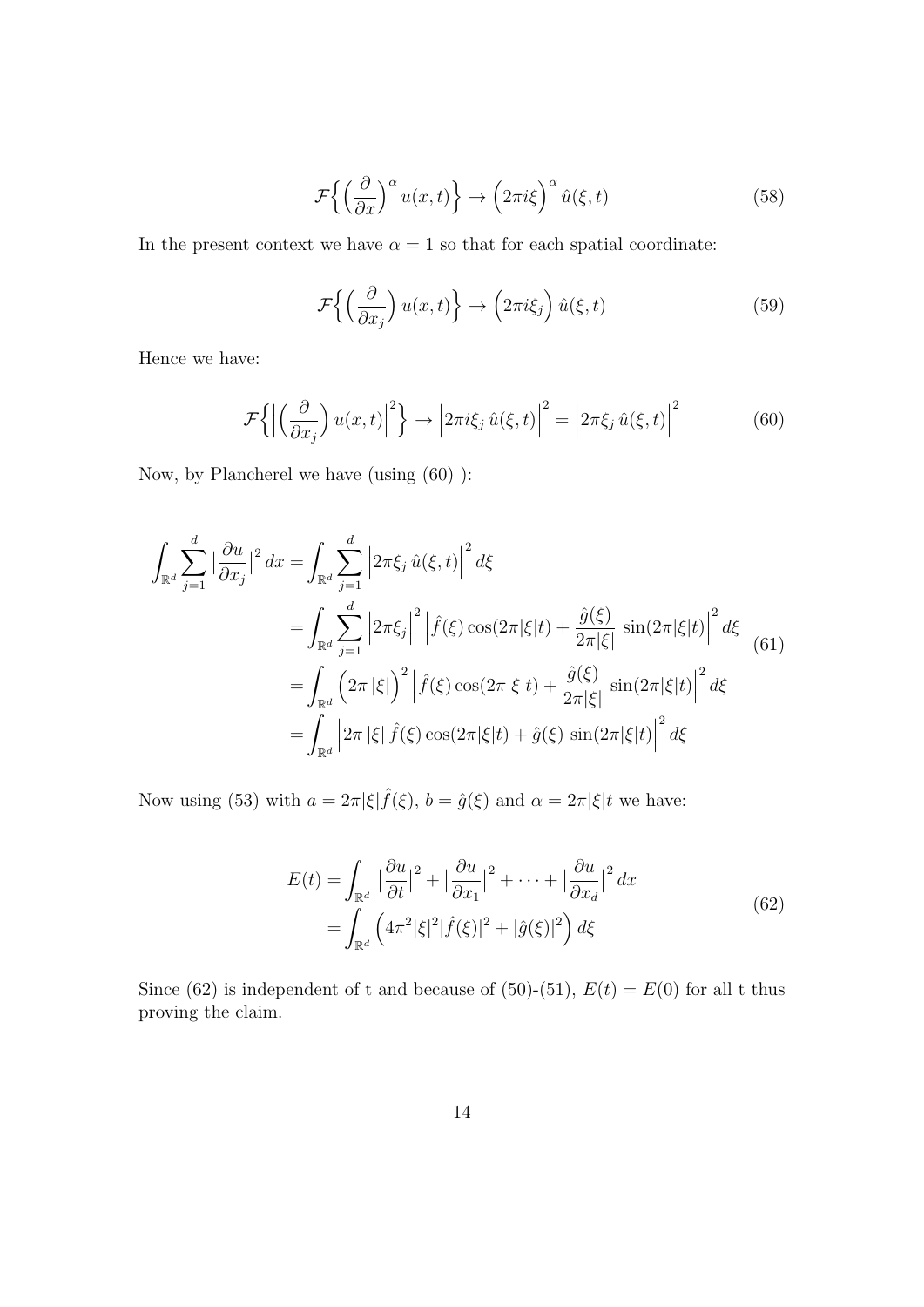$$\mathcal{F}\Big\{\Big(\frac{\partial}{\partial x}\Big)^{\alpha}\,u(x,t)\Big\} \rightarrow \Big(2\pi i\xi\Big)^{\alpha}\,\hat{u}(\xi,t) \tag{58}$$

In the present context we have $\alpha = 1$ so that for each spatial coordinate:

$$\mathcal{F}\Big\{\Big(\frac{\partial}{\partial x_j}\Big)\,u(x,t)\Big\} \rightarrow \Big(2\pi i\xi_j\Big)\,\hat{u}(\xi,t) \tag{59}$$

Hence we have:

$$\mathcal{F}\Big\{\Big|\Big(\frac{\partial}{\partial x_j}\Big)\,u(x,t)\Big|^2\Big\} \rightarrow \Big|2\pi i\xi_j\,\hat{u}(\xi,t)\Big|^2 = \Big|2\pi\xi_j\,\hat{u}(\xi,t)\Big|^2 \tag{60}$$

Now, by Plancherel we have (using (60) ):

$$\begin{aligned}
\int_{\mathbb{R}^d}\sum_{j=1}^{d}\big|\frac{\partial u}{\partial x_j}\big|^2\,dx &= \int_{\mathbb{R}^d}\sum_{j=1}^{d}\Big|2\pi\xi_j\,\hat{u}(\xi,t)\Big|^2\,d\xi \\
&= \int_{\mathbb{R}^d}\sum_{j=1}^{d}\Big|2\pi\xi_j\Big|^2\,\Big|\hat{f}(\xi)\cos(2\pi|\xi|t) + \frac{\hat{g}(\xi)}{2\pi|\xi|}\,\sin(2\pi|\xi|t)\Big|^2\,d\xi \\
&= \int_{\mathbb{R}^d}\Big(2\pi\,|\xi|\Big)^2\,\Big|\hat{f}(\xi)\cos(2\pi|\xi|t) + \frac{\hat{g}(\xi)}{2\pi|\xi|}\,\sin(2\pi|\xi|t)\Big|^2\,d\xi \\
&= \int_{\mathbb{R}^d}\Big|2\pi\,|\xi|\,\hat{f}(\xi)\cos(2\pi|\xi|t) + \hat{g}(\xi)\,\sin(2\pi|\xi|t)\Big|^2\,d\xi
\end{aligned} \tag{61}$$

Now using (53) with $a = 2\pi|\xi|\hat{f}(\xi)$, $b = \hat{g}(\xi)$ and $\alpha = 2\pi|\xi|t$ we have:

$$\begin{aligned}
E(t) &= \int_{\mathbb{R}^d}\,\big|\frac{\partial u}{\partial t}\big|^2 + \big|\frac{\partial u}{\partial x_1}\big|^2 + \cdots + \big|\frac{\partial u}{\partial x_d}\big|^2\,dx \\
&= \int_{\mathbb{R}^d}\Big(4\pi^2|\xi|^2|\hat{f}(\xi)|^2 + |\hat{g}(\xi)|^2\Big)\,d\xi
\end{aligned} \tag{62}$$

Since (62) is independent of t and because of (50)-(51), $E(t) = E(0)$ for all t thus proving the claim.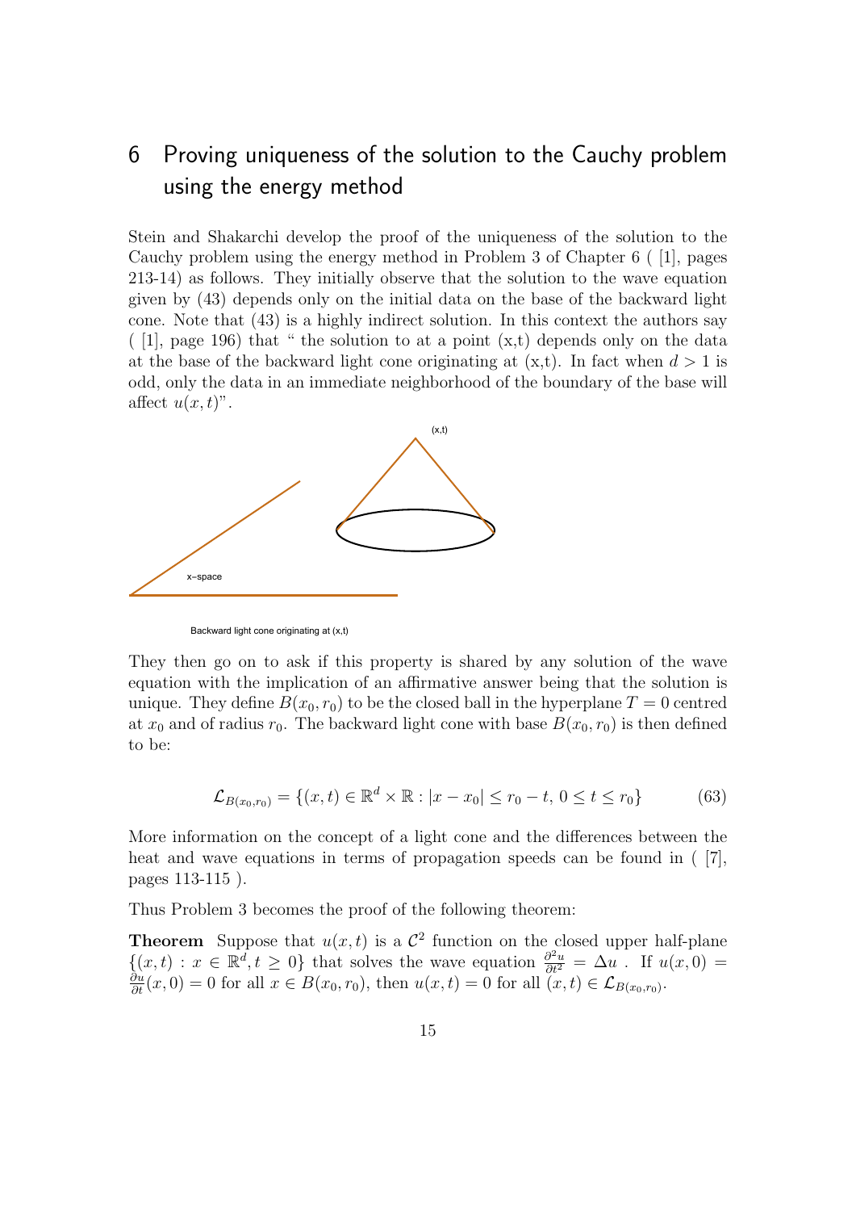# 6 Proving uniqueness of the solution to the Cauchy problem using the energy method

Stein and Shakarchi develop the proof of the uniqueness of the solution to the Cauchy problem using the energy method in Problem 3 of Chapter 6 ( [1], pages 213-14) as follows. They initially observe that the solution to the wave equation given by (43) depends only on the initial data on the base of the backward light cone. Note that (43) is a highly indirect solution. In this context the authors say ( [1], page 196) that " the solution to at a point (x,t) depends only on the data at the base of the backward light cone originating at (x,t). In fact when $d > 1$ is odd, only the data in an immediate neighborhood of the boundary of the base will affect $u(x,t)$".

(x,t)

x−space

Backward light cone originating at (x,t)

They then go on to ask if this property is shared by any solution of the wave equation with the implication of an affirmative answer being that the solution is unique. They define $B(x_0, r_0)$ to be the closed ball in the hyperplane $T = 0$ centred at $x_0$ and of radius $r_0$. The backward light cone with base $B(x_0, r_0)$ is then defined to be:

$$\mathcal{L}_{B(x_0,r_0)} = \{(x,t) \in \mathbb{R}^d \times \mathbb{R} : |x - x_0| \leq r_0 - t,\, 0 \leq t \leq r_0\} \tag{63}$$

More information on the concept of a light cone and the differences between the heat and wave equations in terms of propagation speeds can be found in ( [7], pages 113-115 ).

Thus Problem 3 becomes the proof of the following theorem:

**Theorem** Suppose that $u(x,t)$ is a $\mathcal{C}^2$ function on the closed upper half-plane $\{(x,t) : x \in \mathbb{R}^d, t \geq 0\}$ that solves the wave equation $\frac{\partial^2 u}{\partial t^2} = \Delta u$ . If $u(x,0) = \frac{\partial u}{\partial t}(x,0) = 0$ for all $x \in B(x_0, r_0)$, then $u(x,t) = 0$ for all $(x,t) \in \mathcal{L}_{B(x_0,r_0)}$.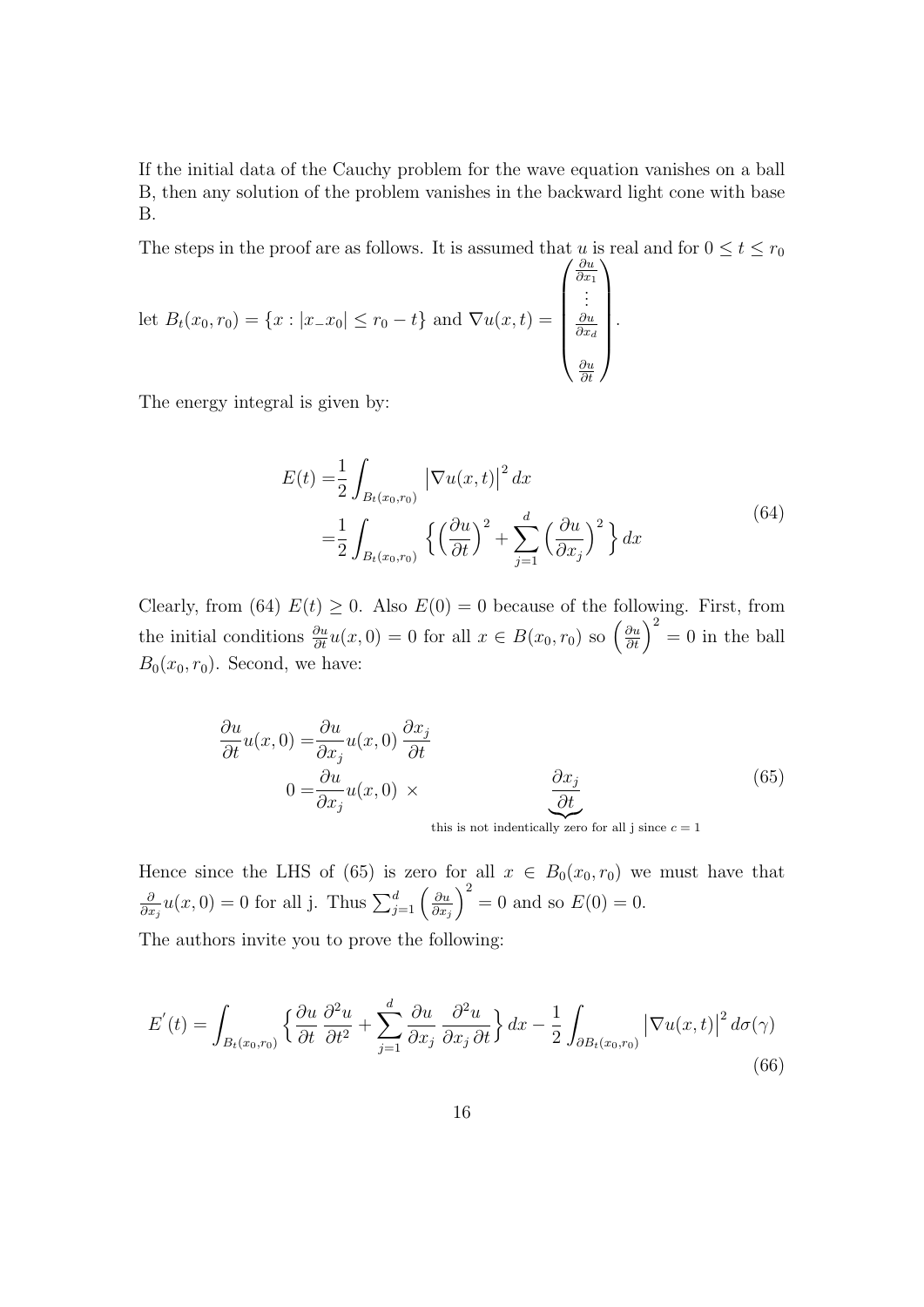If the initial data of the Cauchy problem for the wave equation vanishes on a ball B, then any solution of the problem vanishes in the backward light cone with base B.

The steps in the proof are as follows. It is assumed that $u$ is real and for $0 \leq t \leq r_0$ let $B_t(x_0, r_0) = \{x : |x_-x_0| \leq r_0 - t\}$ and $\nabla u(x,t) = \begin{pmatrix} \frac{\partial u}{\partial x_1} \\ \vdots \\ \frac{\partial u}{\partial x_d} \\ \\ \frac{\partial u}{\partial t} \end{pmatrix}$.

The energy integral is given by:

$$
\begin{aligned}
E(t) =& \frac{1}{2} \int_{B_t(x_0,r_0)} \left|\nabla u(x,t)\right|^2 dx \\
=& \frac{1}{2} \int_{B_t(x_0,r_0)} \Big\{ \Big(\frac{\partial u}{\partial t}\Big)^2 + \sum_{j=1}^{d} \Big(\frac{\partial u}{\partial x_j}\Big)^2 \Big\} \, dx
\end{aligned} \tag{64}
$$

Clearly, from (64) $E(t) \geq 0$. Also $E(0) = 0$ because of the following. First, from the initial conditions $\frac{\partial u}{\partial t} u(x, 0) = 0$ for all $x \in B(x_0, r_0)$ so $\left(\frac{\partial u}{\partial t}\right)^2 = 0$ in the ball $B_0(x_0, r_0)$. Second, we have:

$$
\begin{aligned}
\frac{\partial u}{\partial t} u(x,0) =& \frac{\partial u}{\partial x_j} u(x,0) \, \frac{\partial x_j}{\partial t} \\
0 =& \frac{\partial u}{\partial x_j} u(x,0) \, \times \qquad\qquad \underbrace{\frac{\partial x_j}{\partial t}}_{\text{this is not indentically zero for all j since } c=1}
\end{aligned} \tag{65}
$$

Hence since the LHS of (65) is zero for all $x \in B_0(x_0, r_0)$ we must have that $\frac{\partial}{\partial x_j} u(x, 0) = 0$ for all j. Thus $\sum_{j=1}^{d} \left(\frac{\partial u}{\partial x_j}\right)^2 = 0$ and so $E(0) = 0$.

The authors invite you to prove the following:

$$
E^{'}(t) = \int_{B_t(x_0,r_0)} \Big\{ \frac{\partial u}{\partial t} \, \frac{\partial^2 u}{\partial t^2} + \sum_{j=1}^{d} \frac{\partial u}{\partial x_j} \, \frac{\partial^2 u}{\partial x_j \, \partial t} \Big\} \, dx - \frac{1}{2} \int_{\partial B_t(x_0,r_0)} \left|\nabla u(x,t)\right|^2 d\sigma(\gamma) \tag{66}
$$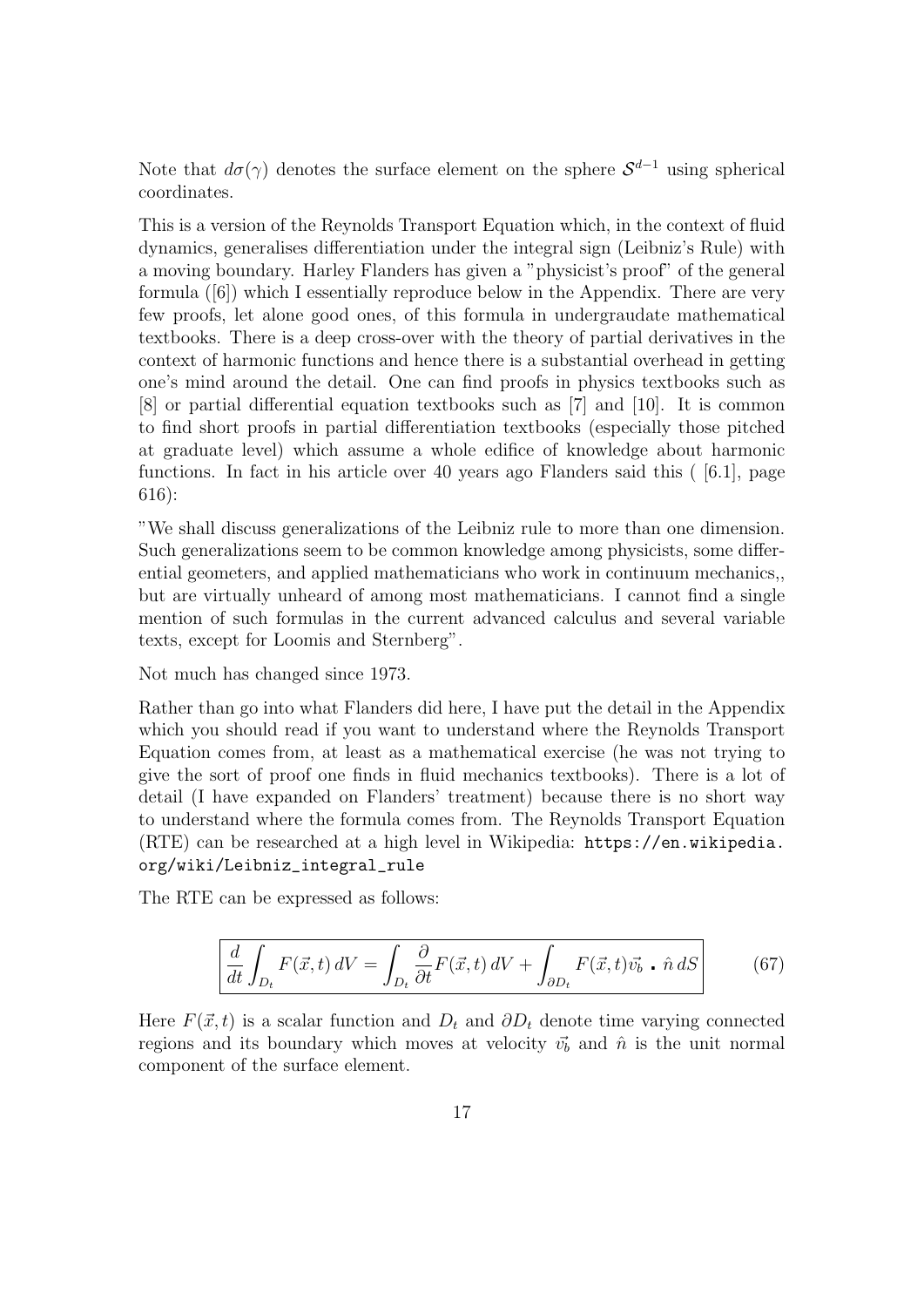Note that $d\sigma(\gamma)$ denotes the surface element on the sphere $\mathcal{S}^{d-1}$ using spherical coordinates.

This is a version of the Reynolds Transport Equation which, in the context of fluid dynamics, generalises differentiation under the integral sign (Leibniz's Rule) with a moving boundary. Harley Flanders has given a "physicist's proof" of the general formula ([6]) which I essentially reproduce below in the Appendix. There are very few proofs, let alone good ones, of this formula in undergraudate mathematical textbooks. There is a deep cross-over with the theory of partial derivatives in the context of harmonic functions and hence there is a substantial overhead in getting one's mind around the detail. One can find proofs in physics textbooks such as [8] or partial differential equation textbooks such as [7] and [10]. It is common to find short proofs in partial differentiation textbooks (especially those pitched at graduate level) which assume a whole edifice of knowledge about harmonic functions. In fact in his article over 40 years ago Flanders said this ( [6.1], page 616):

"We shall discuss generalizations of the Leibniz rule to more than one dimension. Such generalizations seem to be common knowledge among physicists, some differential geometers, and applied mathematicians who work in continuum mechanics,, but are virtually unheard of among most mathematicians. I cannot find a single mention of such formulas in the current advanced calculus and several variable texts, except for Loomis and Sternberg".

Not much has changed since 1973.

Rather than go into what Flanders did here, I have put the detail in the Appendix which you should read if you want to understand where the Reynolds Transport Equation comes from, at least as a mathematical exercise (he was not trying to give the sort of proof one finds in fluid mechanics textbooks). There is a lot of detail (I have expanded on Flanders' treatment) because there is no short way to understand where the formula comes from. The Reynolds Transport Equation (RTE) can be researched at a high level in Wikipedia: https://en.wikipedia.org/wiki/Leibniz_integral_rule

The RTE can be expressed as follows:

$$\boxed{\frac{d}{dt}\int_{D_t} F(\vec{x},t)\,dV = \int_{D_t} \frac{\partial}{\partial t}F(\vec{x},t)\,dV + \int_{\partial D_t} F(\vec{x},t)\vec{v_b} \cdot \hat{n}\,dS} \tag{67}$$

Here $F(\vec{x},t)$ is a scalar function and $D_t$ and $\partial D_t$ denote time varying connected regions and its boundary which moves at velocity $\vec{v_b}$ and $\hat{n}$ is the unit normal component of the surface element.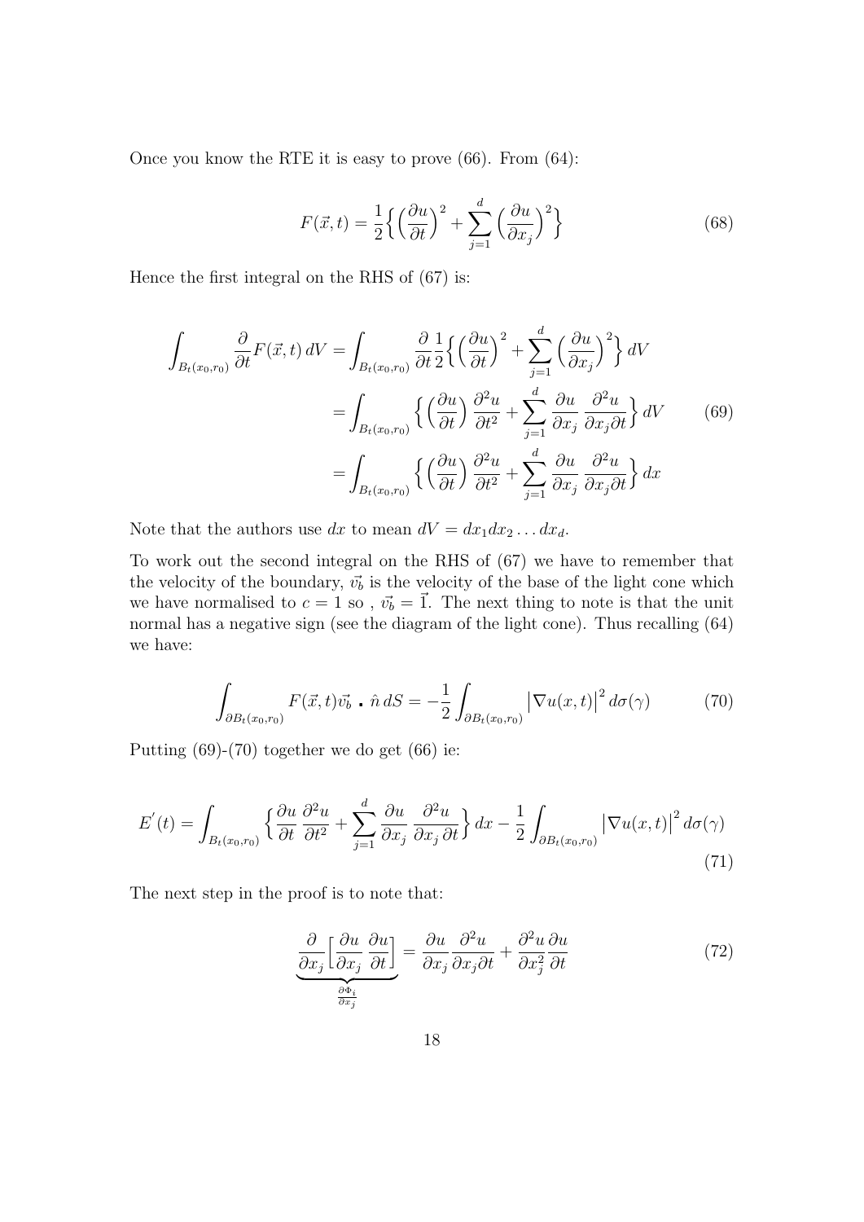Once you know the RTE it is easy to prove (66). From (64):

$$F(\vec{x},t) = \frac{1}{2}\Big\{\Big(\frac{\partial u}{\partial t}\Big)^2 + \sum_{j=1}^{d}\Big(\frac{\partial u}{\partial x_j}\Big)^2\Big\} \tag{68}$$

Hence the first integral on the RHS of (67) is:

$$\begin{aligned}
\int_{B_t(x_0,r_0)} \frac{\partial}{\partial t}F(\vec{x},t)\,dV &= \int_{B_t(x_0,r_0)} \frac{\partial}{\partial t}\frac{1}{2}\Big\{\Big(\frac{\partial u}{\partial t}\Big)^2 + \sum_{j=1}^{d}\Big(\frac{\partial u}{\partial x_j}\Big)^2\Big\}\,dV \\
&= \int_{B_t(x_0,r_0)} \Big\{\Big(\frac{\partial u}{\partial t}\Big)\frac{\partial^2 u}{\partial t^2} + \sum_{j=1}^{d}\frac{\partial u}{\partial x_j}\,\frac{\partial^2 u}{\partial x_j \partial t}\Big\}\,dV \\
&= \int_{B_t(x_0,r_0)} \Big\{\Big(\frac{\partial u}{\partial t}\Big)\frac{\partial^2 u}{\partial t^2} + \sum_{j=1}^{d}\frac{\partial u}{\partial x_j}\,\frac{\partial^2 u}{\partial x_j \partial t}\Big\}\,dx
\end{aligned} \tag{69}$$

Note that the authors use $dx$ to mean $dV = dx_1 dx_2 \dots dx_d$.

To work out the second integral on the RHS of (67) we have to remember that the velocity of the boundary, $\vec{v_b}$ is the velocity of the base of the light cone which we have normalised to $c = 1$ so , $\vec{v_b} = \vec{1}$. The next thing to note is that the unit normal has a negative sign (see the diagram of the light cone). Thus recalling (64) we have:

$$\int_{\partial B_t(x_0,r_0)} F(\vec{x},t)\vec{v_b} \cdot \hat{n}\,dS = -\frac{1}{2}\int_{\partial B_t(x_0,r_0)} \big|\nabla u(x,t)\big|^2\,d\sigma(\gamma) \tag{70}$$

Putting (69)-(70) together we do get (66) ie:

$$E^{'}(t) = \int_{B_t(x_0,r_0)} \Big\{\frac{\partial u}{\partial t}\,\frac{\partial^2 u}{\partial t^2} + \sum_{j=1}^{d}\frac{\partial u}{\partial x_j}\,\frac{\partial^2 u}{\partial x_j\,\partial t}\Big\}\,dx - \frac{1}{2}\int_{\partial B_t(x_0,r_0)} \big|\nabla u(x,t)\big|^2\,d\sigma(\gamma) \tag{71}$$

The next step in the proof is to note that:

$$\underbrace{\frac{\partial}{\partial x_j}\Big[\frac{\partial u}{\partial x_j}\,\frac{\partial u}{\partial t}\Big]}_{\frac{\partial \Phi_i}{\partial x_j}} = \frac{\partial u}{\partial x_j}\frac{\partial^2 u}{\partial x_j \partial t} + \frac{\partial^2 u}{\partial x_j^2}\frac{\partial u}{\partial t} \tag{72}$$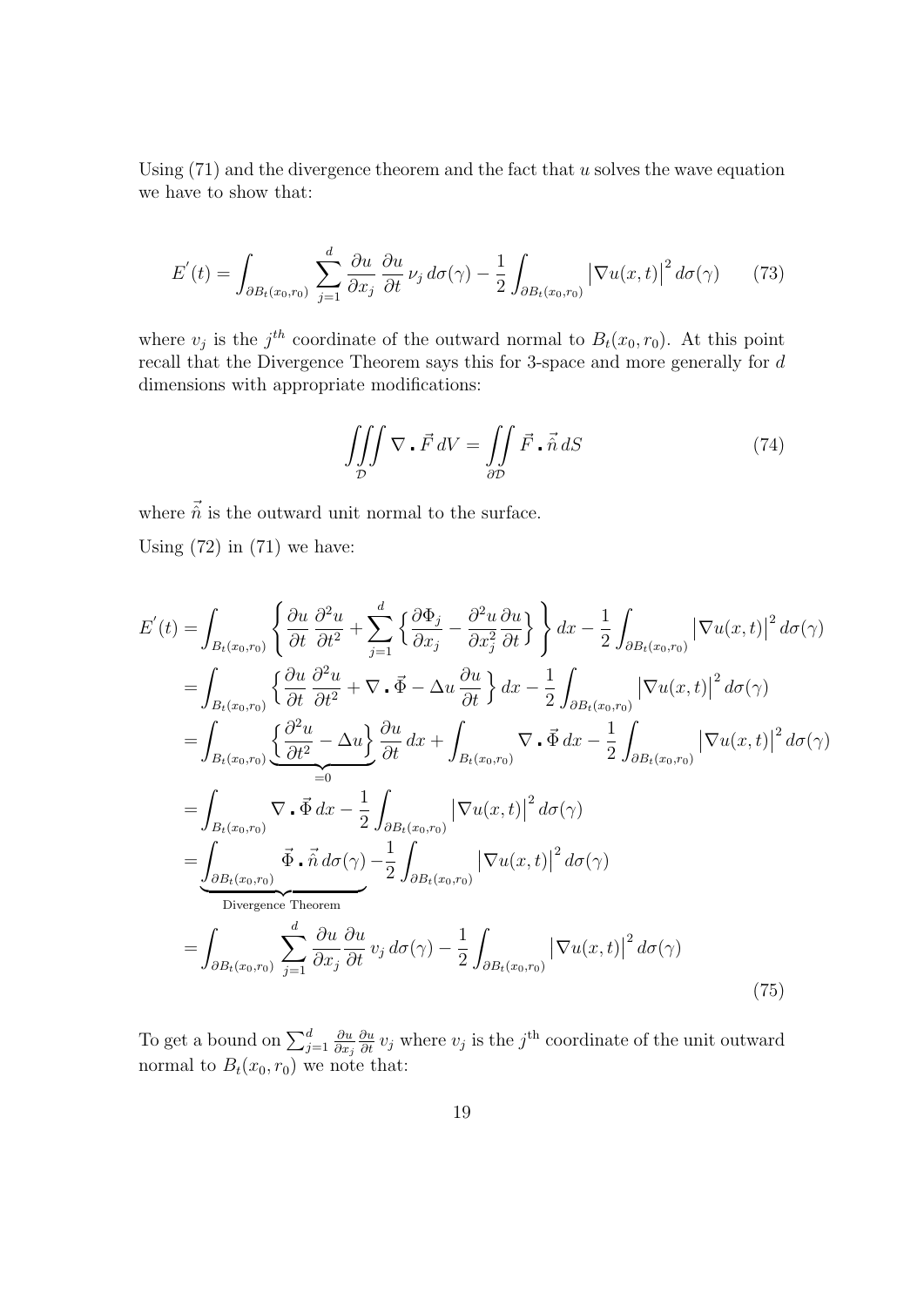Using (71) and the divergence theorem and the fact that $u$ solves the wave equation we have to show that:

$$E^{'}(t) = \int_{\partial B_t(x_0,r_0)} \sum_{j=1}^{d} \frac{\partial u}{\partial x_j}\,\frac{\partial u}{\partial t}\,\nu_j\,d\sigma(\gamma) - \frac{1}{2}\int_{\partial B_t(x_0,r_0)} \left|\nabla u(x,t)\right|^2 d\sigma(\gamma) \tag{73}$$

where $v_j$ is the $j^{th}$ coordinate of the outward normal to $B_t(x_0, r_0)$. At this point recall that the Divergence Theorem says this for 3-space and more generally for $d$ dimensions with appropriate modifications:

$$\iiint\limits_{\mathcal{D}} \nabla \cdot \vec{F}\,dV = \iint\limits_{\partial\mathcal{D}} \vec{F} \cdot \hat{\vec{n}}\,dS \tag{74}$$

where $\hat{\vec{n}}$ is the outward unit normal to the surface.

Using (72) in (71) we have:

$$\begin{aligned}
E^{'}(t) =& \int_{B_t(x_0,r_0)} \left\{ \frac{\partial u}{\partial t}\,\frac{\partial^2 u}{\partial t^2} + \sum_{j=1}^{d}\left\{ \frac{\partial \Phi_j}{\partial x_j} - \frac{\partial^2 u}{\partial x_j^2}\frac{\partial u}{\partial t}\right\} \right\} dx - \frac{1}{2}\int_{\partial B_t(x_0,r_0)} \left|\nabla u(x,t)\right|^2 d\sigma(\gamma) \\
=& \int_{B_t(x_0,r_0)} \left\{ \frac{\partial u}{\partial t}\,\frac{\partial^2 u}{\partial t^2} + \nabla \cdot \vec{\Phi} - \Delta u\,\frac{\partial u}{\partial t} \right\} dx - \frac{1}{2}\int_{\partial B_t(x_0,r_0)} \left|\nabla u(x,t)\right|^2 d\sigma(\gamma) \\
=& \int_{B_t(x_0,r_0)} \underbrace{\left\{ \frac{\partial^2 u}{\partial t^2} - \Delta u \right\}}_{=0} \frac{\partial u}{\partial t}\,dx + \int_{B_t(x_0,r_0)} \nabla \cdot \vec{\Phi}\,dx - \frac{1}{2}\int_{\partial B_t(x_0,r_0)} \left|\nabla u(x,t)\right|^2 d\sigma(\gamma) \\
=& \int_{B_t(x_0,r_0)} \nabla \cdot \vec{\Phi}\,dx - \frac{1}{2}\int_{\partial B_t(x_0,r_0)} \left|\nabla u(x,t)\right|^2 d\sigma(\gamma) \\
=& \underbrace{\int_{\partial B_t(x_0,r_0)} \vec{\Phi} \cdot \vec{n}\,d\sigma(\gamma)}_{\text{Divergence Theorem}} - \frac{1}{2}\int_{\partial B_t(x_0,r_0)} \left|\nabla u(x,t)\right|^2 d\sigma(\gamma) \\
=& \int_{\partial B_t(x_0,r_0)} \sum_{j=1}^{d} \frac{\partial u}{\partial x_j}\frac{\partial u}{\partial t}\,v_j\,d\sigma(\gamma) - \frac{1}{2}\int_{\partial B_t(x_0,r_0)} \left|\nabla u(x,t)\right|^2 d\sigma(\gamma)
\end{aligned} \tag{75}$$

To get a bound on $\sum_{j=1}^{d} \frac{\partial u}{\partial x_j}\frac{\partial u}{\partial t}\,v_j$ where $v_j$ is the $j^{\text{th}}$ coordinate of the unit outward normal to $B_t(x_0, r_0)$ we note that: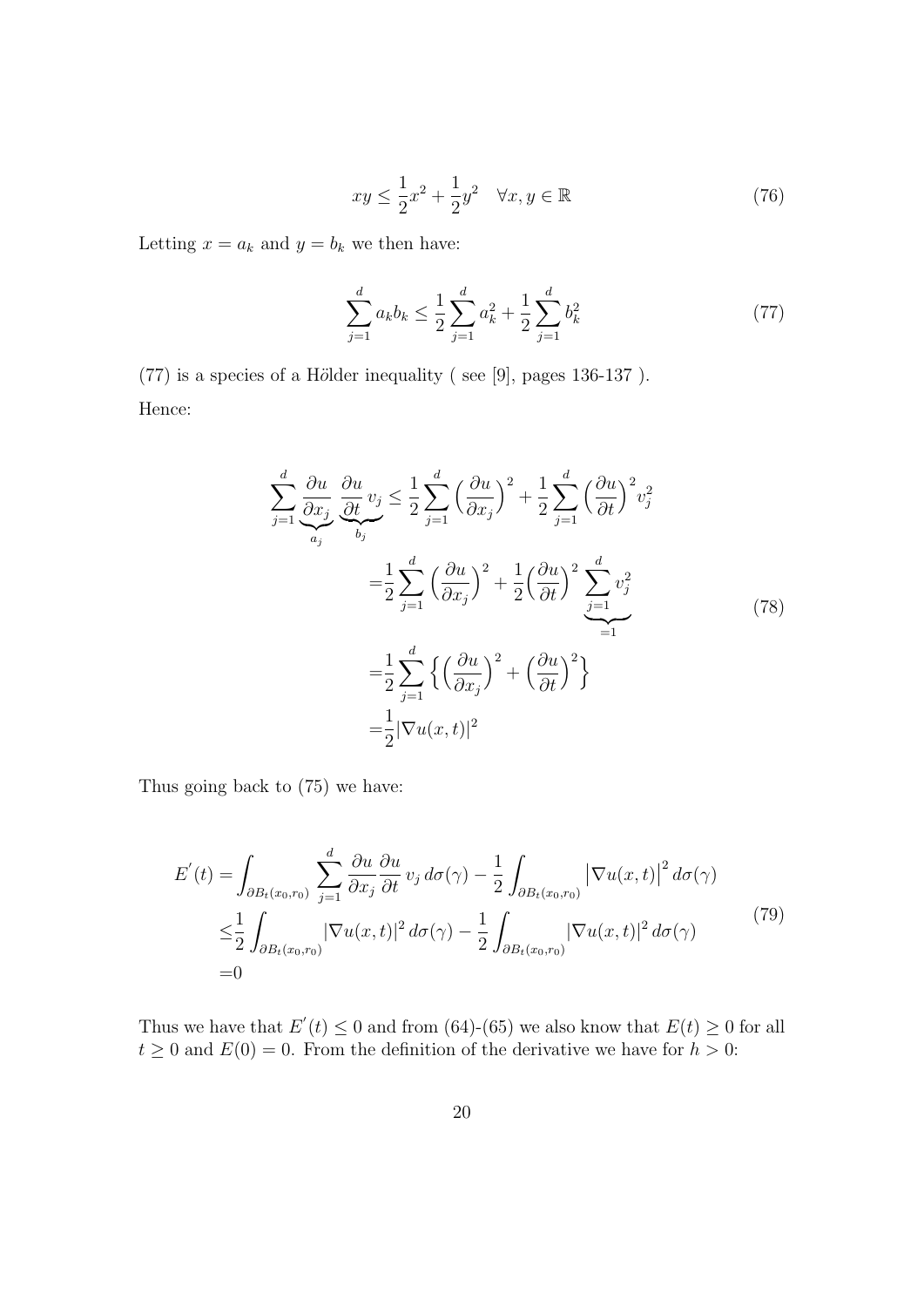$$xy \leq \frac{1}{2}x^2 + \frac{1}{2}y^2 \quad \forall x, y \in \mathbb{R} \tag{76}$$

Letting $x = a_k$ and $y = b_k$ we then have:

$$\sum_{j=1}^{d} a_k b_k \leq \frac{1}{2}\sum_{j=1}^{d} a_k^2 + \frac{1}{2}\sum_{j=1}^{d} b_k^2 \tag{77}$$

(77) is a species of a Hölder inequality ( see [9], pages 136-137 ).

Hence:

$$\begin{aligned}
\sum_{j=1}^{d} \underbrace{\frac{\partial u}{\partial x_j}}_{a_j} \underbrace{\frac{\partial u}{\partial t} v_j}_{b_j} \leq & \frac{1}{2}\sum_{j=1}^{d} \Big(\frac{\partial u}{\partial x_j}\Big)^2 + \frac{1}{2}\sum_{j=1}^{d} \Big(\frac{\partial u}{\partial t}\Big)^2 v_j^2 \\
= & \frac{1}{2}\sum_{j=1}^{d} \Big(\frac{\partial u}{\partial x_j}\Big)^2 + \frac{1}{2}\Big(\frac{\partial u}{\partial t}\Big)^2 \underbrace{\sum_{j=1}^{d} v_j^2}_{=1} \\
= & \frac{1}{2}\sum_{j=1}^{d} \Big\{\Big(\frac{\partial u}{\partial x_j}\Big)^2 + \Big(\frac{\partial u}{\partial t}\Big)^2\Big\} \\
= & \frac{1}{2}|\nabla u(x,t)|^2
\end{aligned} \tag{78}$$

Thus going back to (75) we have:

$$\begin{aligned}
E^{'}(t) = & \int_{\partial B_t(x_0,r_0)} \sum_{j=1}^{d} \frac{\partial u}{\partial x_j}\frac{\partial u}{\partial t} v_j \, d\sigma(\gamma) - \frac{1}{2}\int_{\partial B_t(x_0,r_0)} \big|\nabla u(x,t)\big|^2 \, d\sigma(\gamma) \\
\leq & \frac{1}{2}\int_{\partial B_t(x_0,r_0)} |\nabla u(x,t)|^2 \, d\sigma(\gamma) - \frac{1}{2}\int_{\partial B_t(x_0,r_0)} |\nabla u(x,t)|^2 \, d\sigma(\gamma) \\
= & 0
\end{aligned} \tag{79}$$

Thus we have that $E^{'}(t) \leq 0$ and from (64)-(65) we also know that $E(t) \geq 0$ for all $t \geq 0$ and $E(0) = 0$. From the definition of the derivative we have for $h > 0$: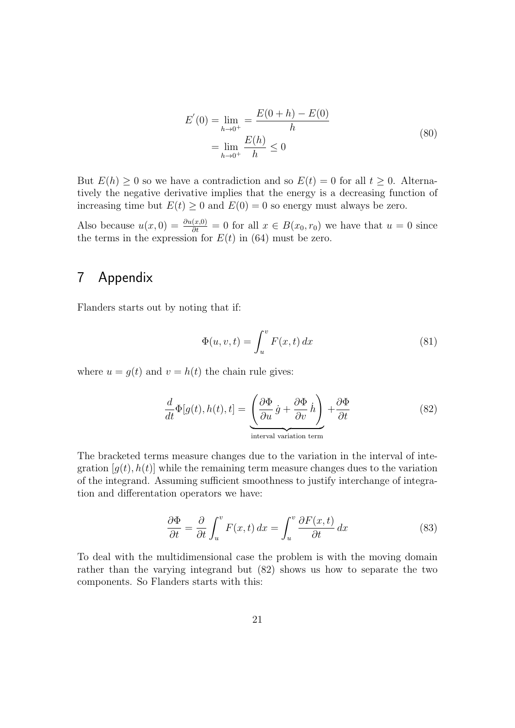$$
\begin{aligned}
E^{'}(0) &= \lim_{h \to 0^+} = \frac{E(0+h) - E(0)}{h} \\
&= \lim_{h \to 0^+} \frac{E(h)}{h} \leq 0
\end{aligned}
\tag{80}
$$

But $E(h) \geq 0$ so we have a contradiction and so $E(t) = 0$ for all $t \geq 0$. Alternatively the negative derivative implies that the energy is a decreasing function of increasing time but $E(t) \geq 0$ and $E(0) = 0$ so energy must always be zero.

Also because $u(x,0) = \frac{\partial u(x,0)}{\partial t} = 0$ for all $x \in B(x_0, r_0)$ we have that $u = 0$ since the terms in the expression for $E(t)$ in (64) must be zero.

# 7 Appendix

Flanders starts out by noting that if:

$$
\Phi(u, v, t) = \int_u^v F(x,t)\, dx \tag{81}
$$

where $u = g(t)$ and $v = h(t)$ the chain rule gives:

$$
\frac{d}{dt}\Phi[g(t), h(t), t] = \underbrace{\left( \frac{\partial \Phi}{\partial u}\, \dot{g} + \frac{\partial \Phi}{\partial v}\, \dot{h} \right)}_{\text{interval variation term}} + \frac{\partial \Phi}{\partial t} \tag{82}
$$

The bracketed terms measure changes due to the variation in the interval of integration $[g(t), h(t)]$ while the remaining term measure changes dues to the variation of the integrand. Assuming sufficient smoothness to justify interchange of integration and differentation operators we have:

$$
\frac{\partial \Phi}{\partial t} = \frac{\partial}{\partial t} \int_u^v F(x,t)\, dx = \int_u^v \frac{\partial F(x,t)}{\partial t}\, dx \tag{83}
$$

To deal with the multidimensional case the problem is with the moving domain rather than the varying integrand but (82) shows us how to separate the two components. So Flanders starts with this: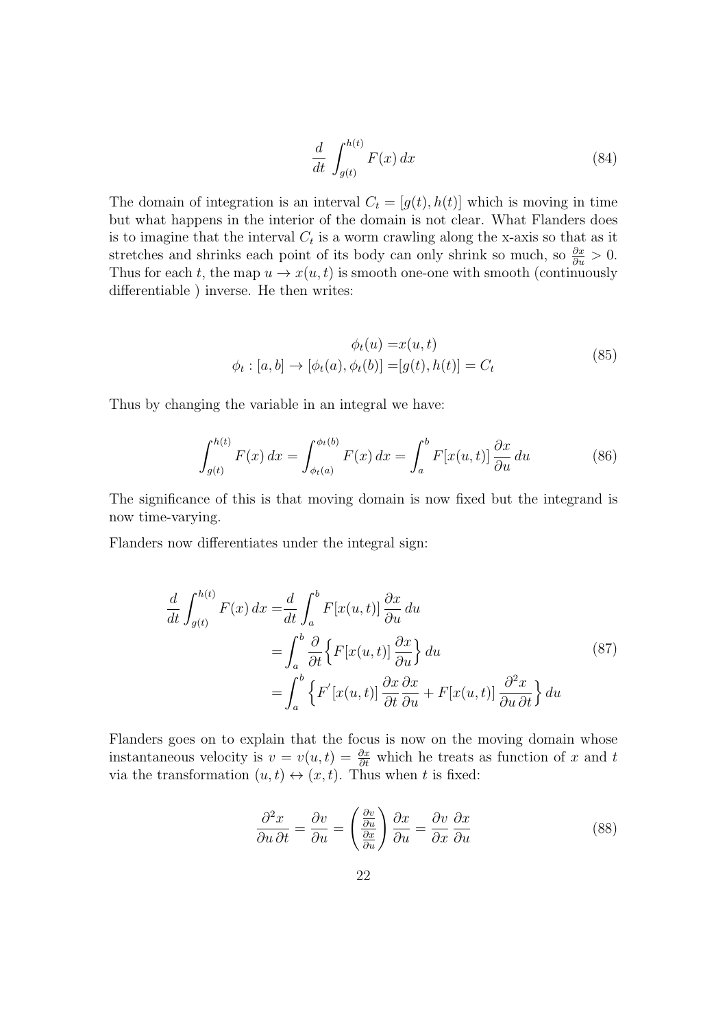$$\frac{d}{dt}\int_{g(t)}^{h(t)} F(x)\,dx \tag{84}$$

The domain of integration is an interval $C_t = [g(t), h(t)]$ which is moving in time but what happens in the interior of the domain is not clear. What Flanders does is to imagine that the interval $C_t$ is a worm crawling along the x-axis so that as it stretches and shrinks each point of its body can only shrink so much, so $\frac{\partial x}{\partial u} > 0$. Thus for each $t$, the map $u \to x(u,t)$ is smooth one-one with smooth (continuously differentiable ) inverse. He then writes:

$$\begin{aligned} \phi_t(u) =& x(u,t) \\ \phi_t : [a,b] \to [\phi_t(a), \phi_t(b)] =& [g(t), h(t)] = C_t \end{aligned} \tag{85}$$

Thus by changing the variable in an integral we have:

$$\int_{g(t)}^{h(t)} F(x)\,dx = \int_{\phi_t(a)}^{\phi_t(b)} F(x)\,dx = \int_a^b F[x(u,t)]\,\frac{\partial x}{\partial u}\,du \tag{86}$$

The significance of this is that moving domain is now fixed but the integrand is now time-varying.

Flanders now differentiates under the integral sign:

$$\begin{aligned} \frac{d}{dt}\int_{g(t)}^{h(t)} F(x)\,dx =& \frac{d}{dt}\int_a^b F[x(u,t)]\,\frac{\partial x}{\partial u}\,du \\ =& \int_a^b \frac{\partial}{\partial t}\Big\{F[x(u,t)]\,\frac{\partial x}{\partial u}\Big\}\,du \\ =& \int_a^b \Big\{F'[x(u,t)]\,\frac{\partial x}{\partial t}\frac{\partial x}{\partial u} + F[x(u,t)]\,\frac{\partial^2 x}{\partial u\,\partial t}\Big\}\,du \end{aligned} \tag{87}$$

Flanders goes on to explain that the focus is now on the moving domain whose instantaneous velocity is $v = v(u,t) = \frac{\partial x}{\partial t}$ which he treats as function of $x$ and $t$ via the transformation $(u,t) \leftrightarrow (x,t)$. Thus when $t$ is fixed:

$$\frac{\partial^2 x}{\partial u\,\partial t} = \frac{\partial v}{\partial u} = \left(\frac{\frac{\partial v}{\partial u}}{\frac{\partial x}{\partial u}}\right)\frac{\partial x}{\partial u} = \frac{\partial v}{\partial x}\,\frac{\partial x}{\partial u} \tag{88}$$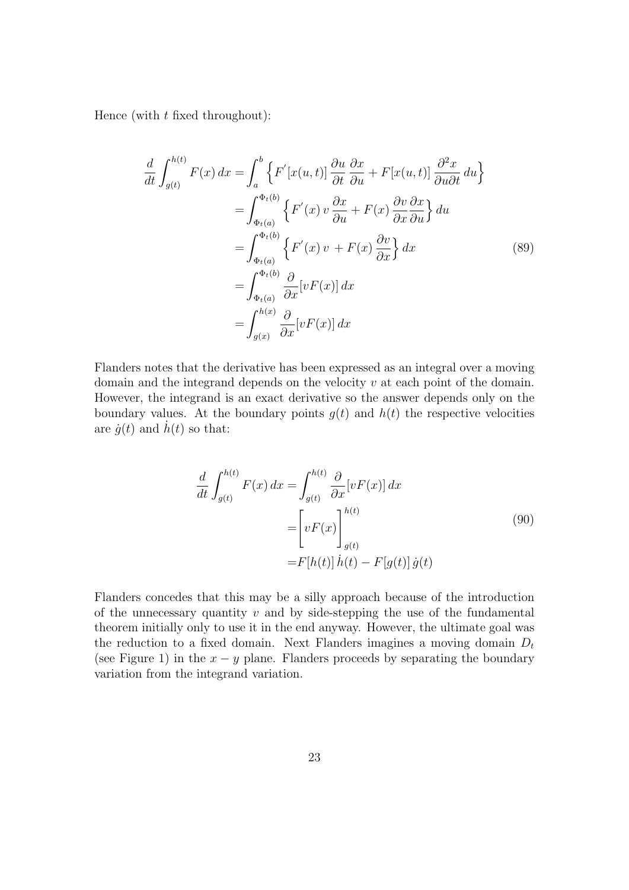Hence (with $t$ fixed throughout):

$$
\begin{aligned}
\frac{d}{dt}\int_{g(t)}^{h(t)} F(x)\,dx &= \int_a^b \Big\{ F^{'}[x(u,t)]\,\frac{\partial u}{\partial t}\,\frac{\partial x}{\partial u} + F[x(u,t)]\,\frac{\partial^2 x}{\partial u \partial t}\,du \Big\} \\
&= \int_{\Phi_t(a)}^{\Phi_t(b)} \Big\{ F^{'}(x)\,v\,\frac{\partial x}{\partial u} + F(x)\,\frac{\partial v}{\partial x}\frac{\partial x}{\partial u} \Big\}\,du \\
&= \int_{\Phi_t(a)}^{\Phi_t(b)} \Big\{ F^{'}(x)\,v\, + F(x)\,\frac{\partial v}{\partial x} \Big\}\,dx \\
&= \int_{\Phi_t(a)}^{\Phi_t(b)} \frac{\partial}{\partial x}[vF(x)]\,dx \\
&= \int_{g(x)}^{h(x)} \frac{\partial}{\partial x}[vF(x)]\,dx
\end{aligned}
\tag{89}
$$

Flanders notes that the derivative has been expressed as an integral over a moving domain and the integrand depends on the velocity $v$ at each point of the domain. However, the integrand is an exact derivative so the answer depends only on the boundary values. At the boundary points $g(t)$ and $h(t)$ the respective velocities are $\dot{g}(t)$ and $\dot{h}(t)$ so that:

$$
\begin{aligned}
\frac{d}{dt}\int_{g(t)}^{h(t)} F(x)\,dx &= \int_{g(t)}^{h(t)} \frac{\partial}{\partial x}[vF(x)]\,dx \\
&= \Bigg[ vF(x) \Bigg]_{g(t)}^{h(t)} \\
&= F[h(t)]\,\dot{h}(t) - F[g(t)]\,\dot{g}(t)
\end{aligned}
\tag{90}
$$

Flanders concedes that this may be a silly approach because of the introduction of the unnecessary quantity $v$ and by side-stepping the use of the fundamental theorem initially only to use it in the end anyway. However, the ultimate goal was the reduction to a fixed domain. Next Flanders imagines a moving domain $D_t$ (see Figure 1) in the $x - y$ plane. Flanders proceeds by separating the boundary variation from the integrand variation.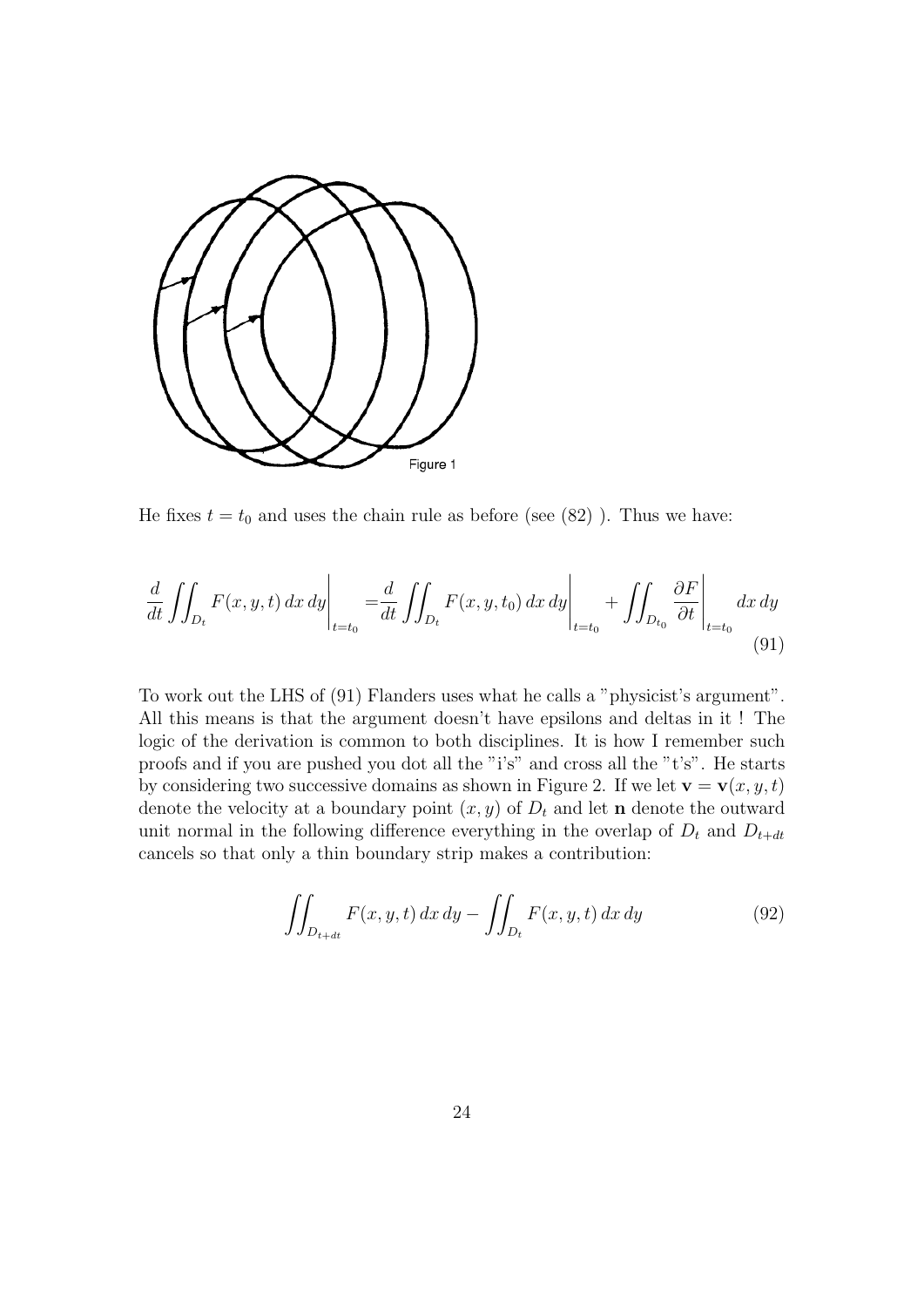Figure 1

He fixes $t = t_0$ and uses the chain rule as before (see (82) ). Thus we have:

$$\frac{d}{dt}\iint_{D_t} F(x,y,t)\,dx\,dy\bigg|_{t=t_0} = \frac{d}{dt}\iint_{D_t} F(x,y,t_0)\,dx\,dy\bigg|_{t=t_0} + \iint_{D_{t_0}} \frac{\partial F}{\partial t}\bigg|_{t=t_0} dx\,dy \tag{91}$$

To work out the LHS of (91) Flanders uses what he calls a "physicist's argument". All this means is that the argument doesn't have epsilons and deltas in it ! The logic of the derivation is common to both disciplines. It is how I remember such proofs and if you are pushed you dot all the "i's" and cross all the "t's". He starts by considering two successive domains as shown in Figure 2. If we let $\mathbf{v} = \mathbf{v}(x,y,t)$ denote the velocity at a boundary point $(x,y)$ of $D_t$ and let $\mathbf{n}$ denote the outward unit normal in the following difference everything in the overlap of $D_t$ and $D_{t+dt}$ cancels so that only a thin boundary strip makes a contribution:

$$\iint_{D_{t+dt}} F(x,y,t)\,dx\,dy - \iint_{D_t} F(x,y,t)\,dx\,dy \tag{92}$$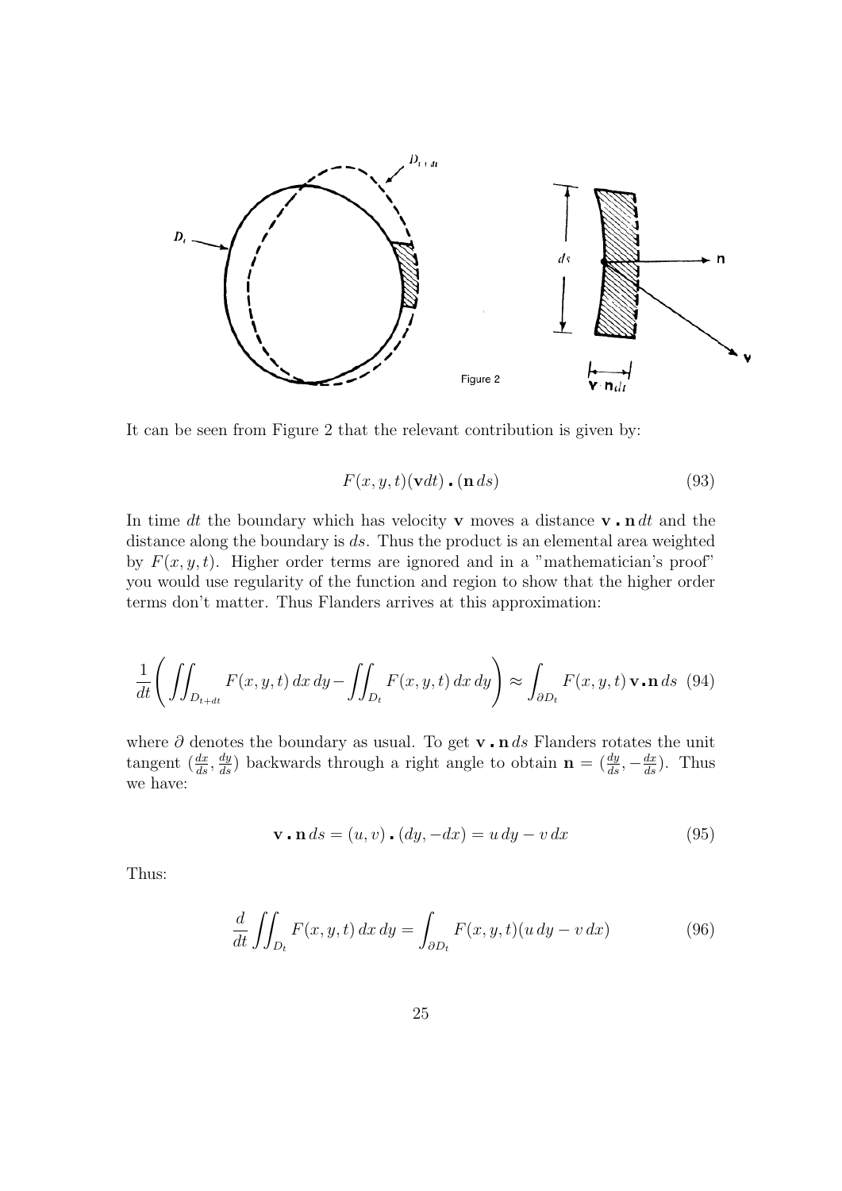Figure 2

It can be seen from Figure 2 that the relevant contribution is given by:

$$F(x, y, t)(\mathbf{v}dt) \centerdot (\mathbf{n}\, ds) \tag{93}$$

In time $dt$ the boundary which has velocity $\mathbf{v}$ moves a distance $\mathbf{v} \centerdot \mathbf{n}\, dt$ and the distance along the boundary is $ds$. Thus the product is an elemental area weighted by $F(x, y, t)$. Higher order terms are ignored and in a "mathematician's proof" you would use regularity of the function and region to show that the higher order terms don't matter. Thus Flanders arrives at this approximation:

$$\frac{1}{dt}\left( \iint_{D_{t+dt}} F(x, y, t)\, dx\, dy - \iint_{D_t} F(x, y, t)\, dx\, dy \right) \approx \int_{\partial D_t} F(x, y, t)\, \mathbf{v} \centerdot \mathbf{n}\, ds \tag{94}$$

where $\partial$ denotes the boundary as usual. To get $\mathbf{v} \centerdot \mathbf{n}\, ds$ Flanders rotates the unit tangent $(\frac{dx}{ds}, \frac{dy}{ds})$ backwards through a right angle to obtain $\mathbf{n} = (\frac{dy}{ds}, -\frac{dx}{ds})$. Thus we have:

$$\mathbf{v} \centerdot \mathbf{n}\, ds = (u, v) \centerdot (dy, -dx) = u\, dy - v\, dx \tag{95}$$

Thus:

$$\frac{d}{dt} \iint_{D_t} F(x, y, t)\, dx\, dy = \int_{\partial D_t} F(x, y, t)(u\, dy - v\, dx) \tag{96}$$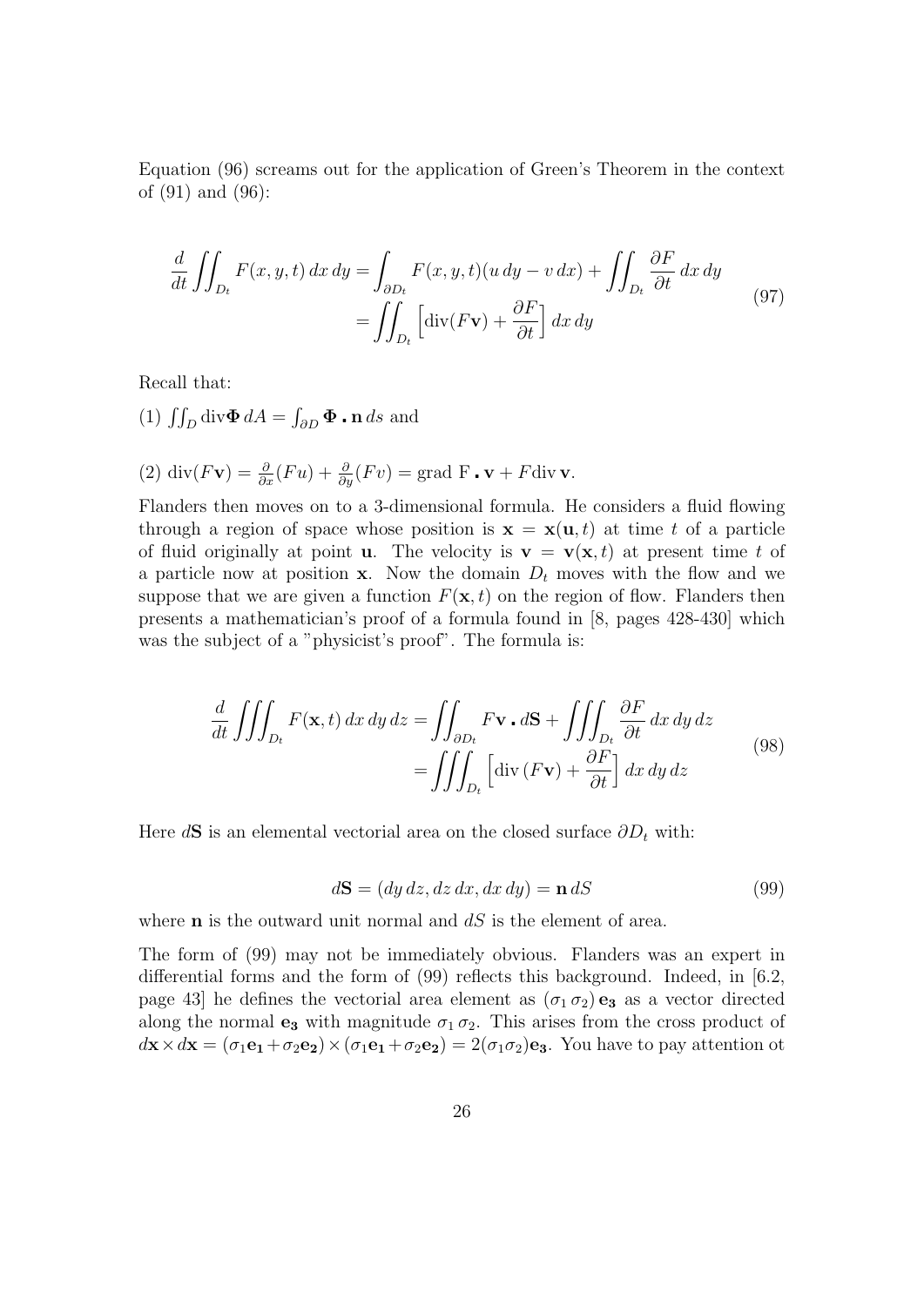Equation (96) screams out for the application of Green's Theorem in the context of (91) and (96):

$$
\begin{aligned}
\frac{d}{dt}\iint_{D_t} F(x,y,t)\,dx\,dy &= \int_{\partial D_t} F(x,y,t)(u\,dy - v\,dx) + \iint_{D_t} \frac{\partial F}{\partial t}\,dx\,dy \\
&= \iint_{D_t} \Big[\operatorname{div}(F\mathbf{v}) + \frac{\partial F}{\partial t}\Big]\,dx\,dy
\end{aligned}
\tag{97}
$$

Recall that:

(1) $\iint_D \operatorname{div}\mathbf{\Phi}\,dA = \int_{\partial D} \mathbf{\Phi}\,\boldsymbol{.}\,\mathbf{n}\,ds$ and

(2) $\operatorname{div}(F\mathbf{v}) = \frac{\partial}{\partial x}(Fu) + \frac{\partial}{\partial y}(Fv) = \text{grad F}\,\boldsymbol{.}\,\mathbf{v} + F\operatorname{div}\mathbf{v}$.

Flanders then moves on to a 3-dimensional formula. He considers a fluid flowing through a region of space whose position is $\mathbf{x} = \mathbf{x}(\mathbf{u}, t)$ at time $t$ of a particle of fluid originally at point $\mathbf{u}$. The velocity is $\mathbf{v} = \mathbf{v}(\mathbf{x}, t)$ at present time $t$ of a particle now at position $\mathbf{x}$. Now the domain $D_t$ moves with the flow and we suppose that we are given a function $F(\mathbf{x}, t)$ on the region of flow. Flanders then presents a mathematician's proof of a formula found in [8, pages 428-430] which was the subject of a "physicist's proof". The formula is:

$$
\begin{aligned}
\frac{d}{dt}\iiint_{D_t} F(\mathbf{x},t)\,dx\,dy\,dz &= \iint_{\partial D_t} F\mathbf{v}\,\boldsymbol{.}\,d\mathbf{S} + \iiint_{D_t} \frac{\partial F}{\partial t}\,dx\,dy\,dz \\
&= \iiint_{D_t} \Big[\operatorname{div}(F\mathbf{v}) + \frac{\partial F}{\partial t}\Big]\,dx\,dy\,dz
\end{aligned}
\tag{98}
$$

Here $d\mathbf{S}$ is an elemental vectorial area on the closed surface $\partial D_t$ with:

$$
d\mathbf{S} = (dy\,dz, dz\,dx, dx\,dy) = \mathbf{n}\,dS \tag{99}
$$

where $\mathbf{n}$ is the outward unit normal and $dS$ is the element of area.

The form of (99) may not be immediately obvious. Flanders was an expert in differential forms and the form of (99) reflects this background. Indeed, in [6.2, page 43] he defines the vectorial area element as $(\sigma_1\,\sigma_2)\,\mathbf{e_3}$ as a vector directed along the normal $\mathbf{e_3}$ with magnitude $\sigma_1\,\sigma_2$. This arises from the cross product of $d\mathbf{x} \times d\mathbf{x} = (\sigma_1\mathbf{e_1} + \sigma_2\mathbf{e_2}) \times (\sigma_1\mathbf{e_1} + \sigma_2\mathbf{e_2}) = 2(\sigma_1\sigma_2)\mathbf{e_3}$. You have to pay attention ot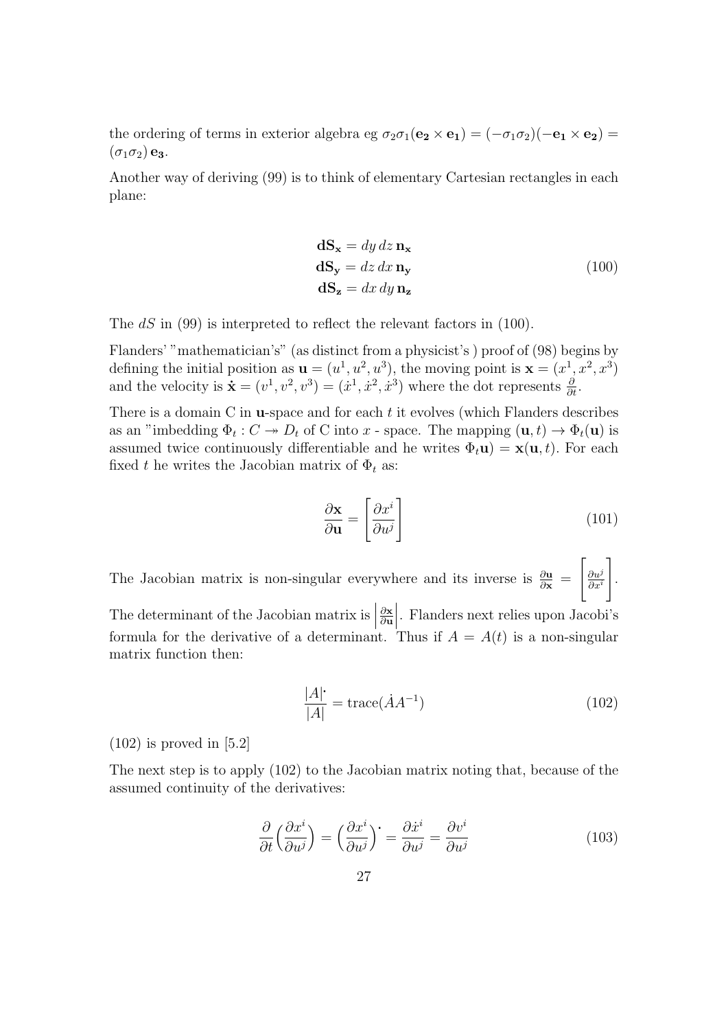the ordering of terms in exterior algebra eg $\sigma_2\sigma_1(\mathbf{e_2}\times\mathbf{e_1}) = (-\sigma_1\sigma_2)(-\mathbf{e_1}\times\mathbf{e_2}) = (\sigma_1\sigma_2)\,\mathbf{e_3}$.

Another way of deriving (99) is to think of elementary Cartesian rectangles in each plane:

$$
\begin{aligned}
\mathbf{dS_x} &= dy\,dz\,\mathbf{n_x} \\
\mathbf{dS_y} &= dz\,dx\,\mathbf{n_y} \\
\mathbf{dS_z} &= dx\,dy\,\mathbf{n_z}
\end{aligned}
\tag{100}
$$

The $dS$ in (99) is interpreted to reflect the relevant factors in (100).

Flanders' "mathematician's" (as distinct from a physicist's ) proof of (98) begins by defining the initial position as $\mathbf{u} = (u^1, u^2, u^3)$, the moving point is $\mathbf{x} = (x^1, x^2, x^3)$ and the velocity is $\dot{\mathbf{x}} = (v^1, v^2, v^3) = (\dot{x}^1, \dot{x}^2, \dot{x}^3)$ where the dot represents $\frac{\partial}{\partial t}$.

There is a domain C in $\mathbf{u}$-space and for each $t$ it evolves (which Flanders describes as an "imbedding $\Phi_t : C \twoheadrightarrow D_t$ of C into $x$ - space. The mapping $(\mathbf{u}, t) \to \Phi_t(\mathbf{u})$ is assumed twice continuously differentiable and he writes $\Phi_t\mathbf{u}) = \mathbf{x}(\mathbf{u}, t)$. For each fixed $t$ he writes the Jacobian matrix of $\Phi_t$ as:

$$
\frac{\partial \mathbf{x}}{\partial \mathbf{u}} = \left[\frac{\partial x^i}{\partial u^j}\right] \tag{101}
$$

The Jacobian matrix is non-singular everywhere and its inverse is $\frac{\partial \mathbf{u}}{\partial \mathbf{x}} = \left[\frac{\partial u^j}{\partial x^i}\right]$. The determinant of the Jacobian matrix is $\left|\frac{\partial \mathbf{x}}{\partial \mathbf{u}}\right|$. Flanders next relies upon Jacobi's formula for the derivative of a determinant. Thus if $A = A(t)$ is a non-singular matrix function then:

$$
\frac{|A|^{\boldsymbol{\cdot}}}{|A|} = \text{trace}(\dot{A}A^{-1}) \tag{102}
$$

(102) is proved in [5.2]

The next step is to apply (102) to the Jacobian matrix noting that, because of the assumed continuity of the derivatives:

$$
\frac{\partial}{\partial t}\Big(\frac{\partial x^i}{\partial u^j}\Big) = \Big(\frac{\partial x^i}{\partial u^j}\Big)^{\boldsymbol{\cdot}} = \frac{\partial \dot{x}^i}{\partial u^j} = \frac{\partial v^i}{\partial u^j} \tag{103}
$$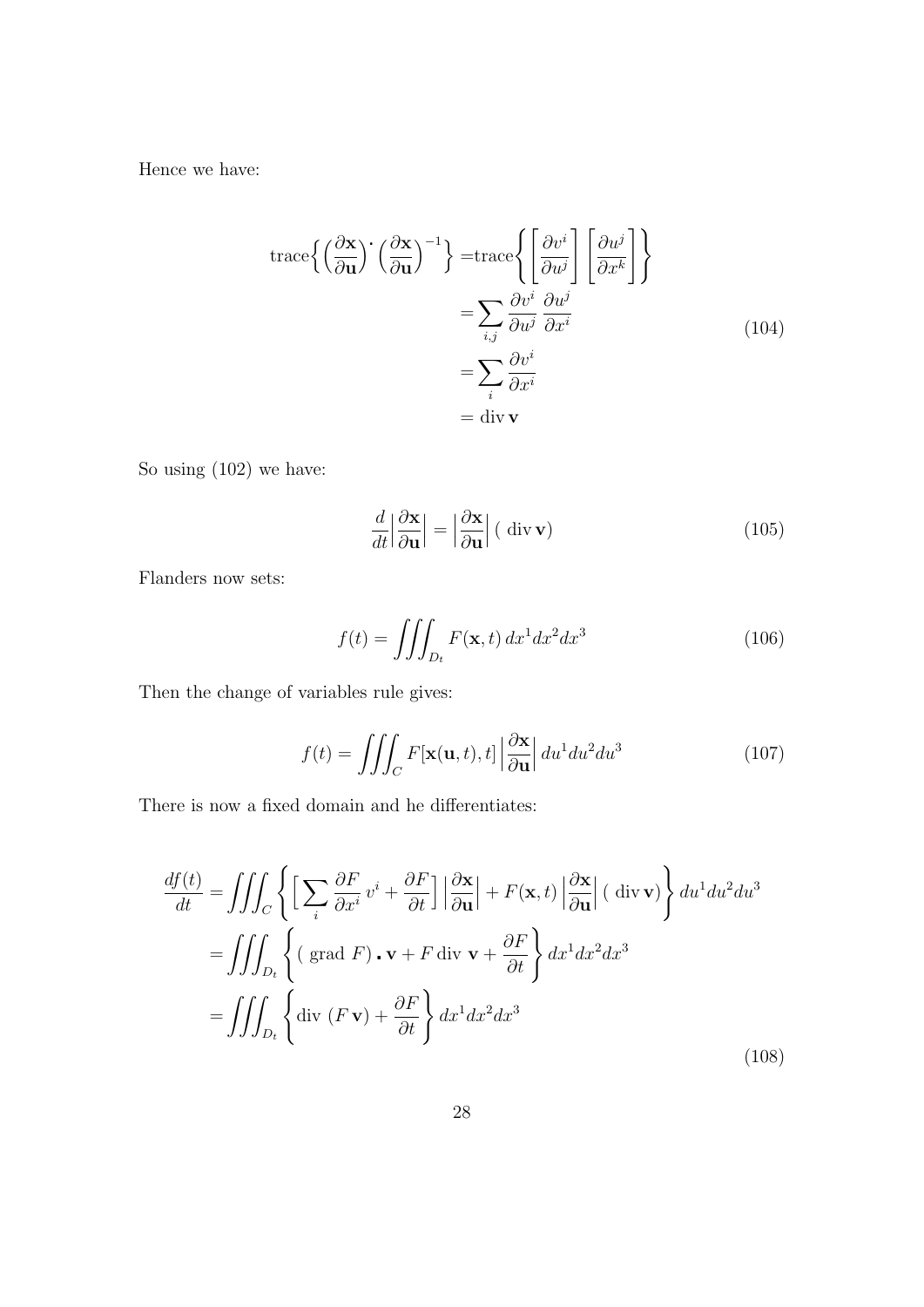Hence we have:

$$
\begin{aligned}
\text{trace}\Big\{\Big(\frac{\partial \mathbf{x}}{\partial \mathbf{u}}\Big)^{\boldsymbol{\cdot}}\Big(\frac{\partial \mathbf{x}}{\partial \mathbf{u}}\Big)^{-1}\Big\} =& \text{trace}\left\{\left[\frac{\partial v^i}{\partial u^j}\right]\left[\frac{\partial u^j}{\partial x^k}\right]\right\} \\
=& \sum_{i,j}\frac{\partial v^i}{\partial u^j}\,\frac{\partial u^j}{\partial x^i} \\
=& \sum_{i}\frac{\partial v^i}{\partial x^i} \\
=& \operatorname{div}\mathbf{v}
\end{aligned}
\tag{104}
$$

So using (102) we have:

$$
\frac{d}{dt}\Big|\frac{\partial \mathbf{x}}{\partial \mathbf{u}}\Big| = \Big|\frac{\partial \mathbf{x}}{\partial \mathbf{u}}\Big|\,(\,\operatorname{div}\mathbf{v}) \tag{105}
$$

Flanders now sets:

$$
f(t) = \iiint_{D_t} F(\mathbf{x},t)\,dx^1dx^2dx^3 \tag{106}
$$

Then the change of variables rule gives:

$$
f(t) = \iiint_{C} F[\mathbf{x}(\mathbf{u},t),t]\,\Big|\frac{\partial \mathbf{x}}{\partial \mathbf{u}}\Big|\,du^1du^2du^3 \tag{107}
$$

There is now a fixed domain and he differentiates:

$$
\begin{aligned}
\frac{df(t)}{dt} &= \iiint_{C}\left\{\Big[\sum_i \frac{\partial F}{\partial x^i}\,v^i + \frac{\partial F}{\partial t}\Big]\Big|\frac{\partial \mathbf{x}}{\partial \mathbf{u}}\Big| + F(\mathbf{x},t)\,\Big|\frac{\partial \mathbf{x}}{\partial \mathbf{u}}\Big|\,(\,\operatorname{div}\mathbf{v})\right\}du^1du^2du^3 \\
&= \iiint_{D_t}\left\{(\text{ grad } F)\,\boldsymbol{.}\,\mathbf{v} + F\operatorname{div}\,\mathbf{v} + \frac{\partial F}{\partial t}\right\}dx^1dx^2dx^3 \\
&= \iiint_{D_t}\left\{\operatorname{div}\,(F\,\mathbf{v}) + \frac{\partial F}{\partial t}\right\}dx^1dx^2dx^3
\end{aligned}
\tag{108}
$$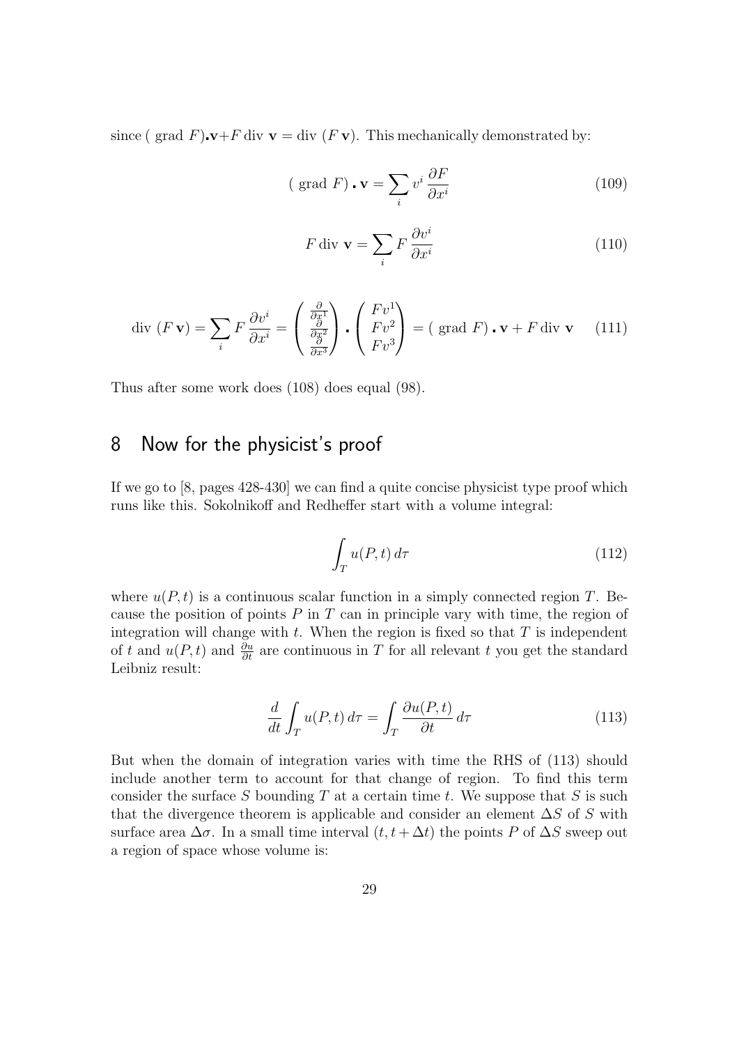since ( grad $F$)$\centerdot$$\mathbf{v}$+$F$ div $\mathbf{v}$ = div ($F\,\mathbf{v}$). This mechanically demonstrated by:

$$(\text{ grad } F) \centerdot \mathbf{v} = \sum_i v^i \, \frac{\partial F}{\partial x^i} \tag{109}$$

$$F \text{ div } \mathbf{v} = \sum_i F \, \frac{\partial v^i}{\partial x^i} \tag{110}$$

$$\text{div } (F\,\mathbf{v}) = \sum_i F \, \frac{\partial v^i}{\partial x^i} = \begin{pmatrix} \frac{\partial}{\partial x^1} \\ \frac{\partial}{\partial x^2} \\ \frac{\partial}{\partial x^3} \end{pmatrix} \centerdot \begin{pmatrix} F v^1 \\ F v^2 \\ F v^3 \end{pmatrix} = (\text{ grad } F) \centerdot \mathbf{v} + F \text{ div } \mathbf{v} \tag{111}$$

Thus after some work does (108) does equal (98).

## 8 Now for the physicist's proof

If we go to [8, pages 428-430] we can find a quite concise physicist type proof which runs like this. Sokolnikoff and Redheffer start with a volume integral:

$$\int_T u(P,t) \, d\tau \tag{112}$$

where $u(P,t)$ is a continuous scalar function in a simply connected region $T$. Because the position of points $P$ in $T$ can in principle vary with time, the region of integration will change with $t$. When the region is fixed so that $T$ is independent of $t$ and $u(P,t)$ and $\frac{\partial u}{\partial t}$ are continuous in $T$ for all relevant $t$ you get the standard Leibniz result:

$$\frac{d}{dt} \int_T u(P,t) \, d\tau = \int_T \frac{\partial u(P,t)}{\partial t} \, d\tau \tag{113}$$

But when the domain of integration varies with time the RHS of (113) should include another term to account for that change of region. To find this term consider the surface $S$ bounding $T$ at a certain time $t$. We suppose that $S$ is such that the divergence theorem is applicable and consider an element $\Delta S$ of $S$ with surface area $\Delta\sigma$. In a small time interval $(t, t + \Delta t)$ the points $P$ of $\Delta S$ sweep out a region of space whose volume is: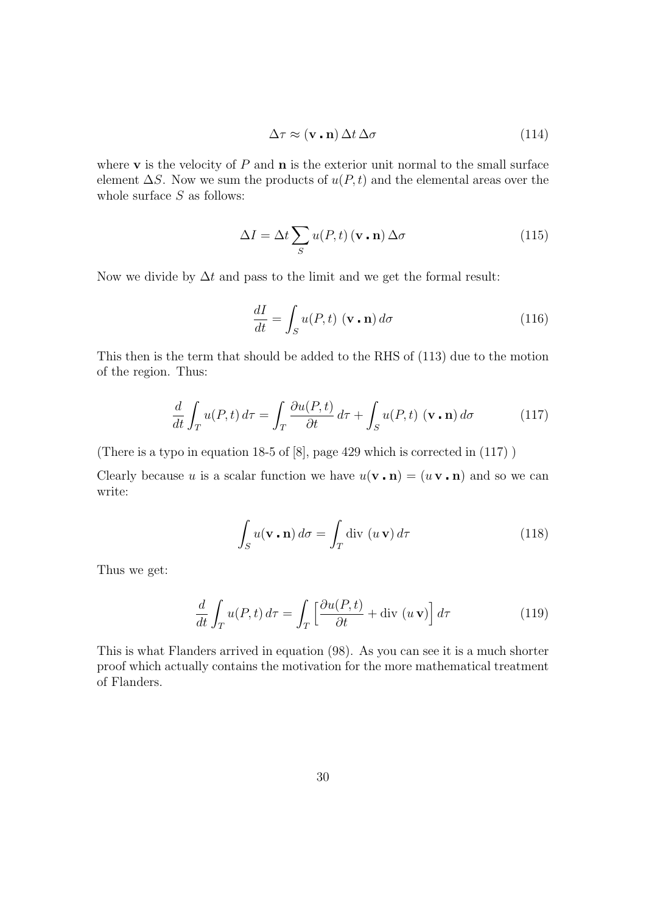$$\Delta \tau \approx (\mathbf{v} \cdot \mathbf{n}) \, \Delta t \, \Delta \sigma \tag{114}$$

where $\mathbf{v}$ is the velocity of $P$ and $\mathbf{n}$ is the exterior unit normal to the small surface element $\Delta S$. Now we sum the products of $u(P,t)$ and the elemental areas over the whole surface $S$ as follows:

$$\Delta I = \Delta t \sum_{S} u(P,t) \, (\mathbf{v} \cdot \mathbf{n}) \, \Delta \sigma \tag{115}$$

Now we divide by $\Delta t$ and pass to the limit and we get the formal result:

$$\frac{dI}{dt} = \int_{S} u(P,t) \; (\mathbf{v} \cdot \mathbf{n}) \, d\sigma \tag{116}$$

This then is the term that should be added to the RHS of (113) due to the motion of the region. Thus:

$$\frac{d}{dt} \int_{T} u(P,t) \, d\tau = \int_{T} \frac{\partial u(P,t)}{\partial t} \, d\tau + \int_{S} u(P,t) \; (\mathbf{v} \cdot \mathbf{n}) \, d\sigma \tag{117}$$

(There is a typo in equation 18-5 of [8], page 429 which is corrected in (117) )

Clearly because $u$ is a scalar function we have $u(\mathbf{v} \cdot \mathbf{n}) = (u \, \mathbf{v} \cdot \mathbf{n})$ and so we can write:

$$\int_{S} u(\mathbf{v} \cdot \mathbf{n}) \, d\sigma = \int_{T} \text{div} \; (u \, \mathbf{v}) \, d\tau \tag{118}$$

Thus we get:

$$\frac{d}{dt} \int_{T} u(P,t) \, d\tau = \int_{T} \Big[ \frac{\partial u(P,t)}{\partial t} + \text{div} \; (u \, \mathbf{v}) \Big] \, d\tau \tag{119}$$

This is what Flanders arrived in equation (98). As you can see it is a much shorter proof which actually contains the motivation for the more mathematical treatment of Flanders.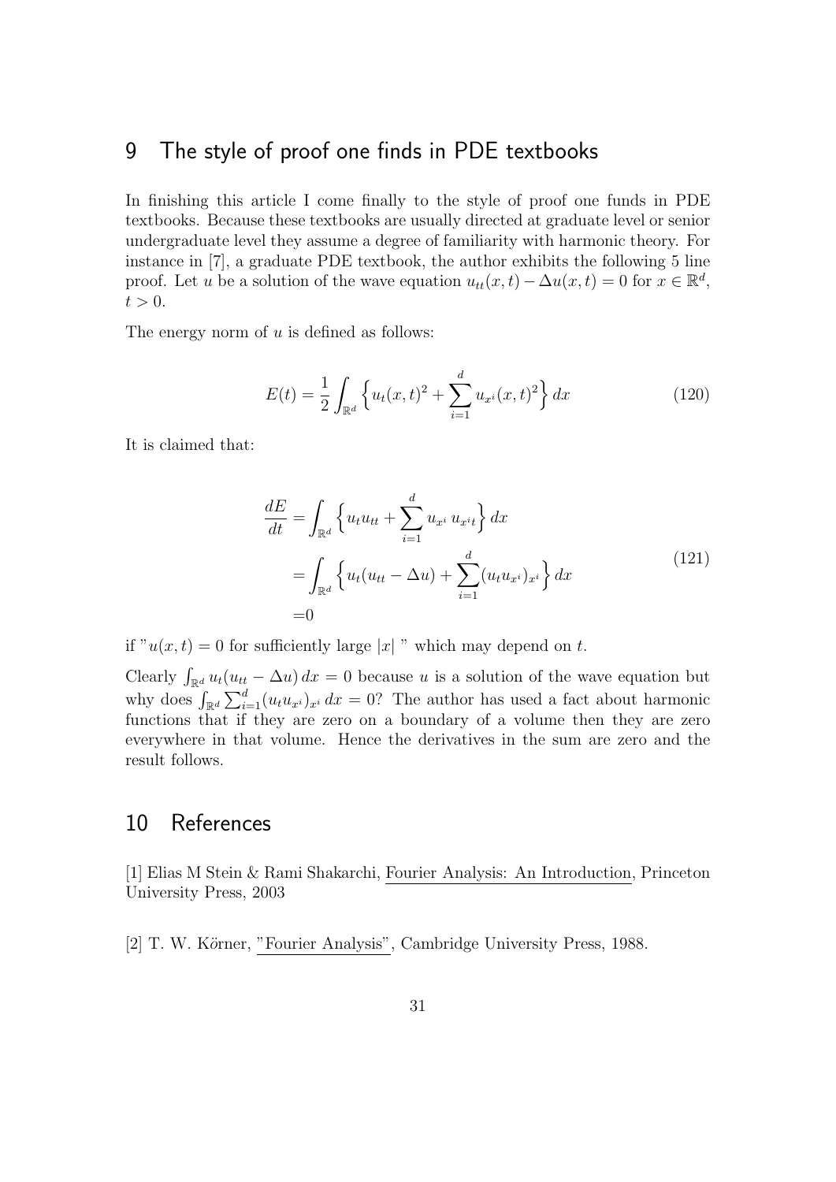## 9 The style of proof one finds in PDE textbooks

In finishing this article I come finally to the style of proof one funds in PDE textbooks. Because these textbooks are usually directed at graduate level or senior undergraduate level they assume a degree of familiarity with harmonic theory. For instance in [7], a graduate PDE textbook, the author exhibits the following 5 line proof. Let $u$ be a solution of the wave equation $u_{tt}(x,t) - \Delta u(x,t) = 0$ for $x \in \mathbb{R}^d$, $t > 0$.

The energy norm of $u$ is defined as follows:

$$E(t) = \frac{1}{2} \int_{\mathbb{R}^d} \Big\{ u_t(x,t)^2 + \sum_{i=1}^{d} u_{x^i}(x,t)^2 \Big\}\, dx \tag{120}$$

It is claimed that:

$$\begin{aligned}
\frac{dE}{dt} &= \int_{\mathbb{R}^d} \Big\{ u_t u_{tt} + \sum_{i=1}^{d} u_{x^i}\, u_{x^i t} \Big\}\, dx \\
&= \int_{\mathbb{R}^d} \Big\{ u_t(u_{tt} - \Delta u) + \sum_{i=1}^{d} (u_t u_{x^i})_{x^i} \Big\}\, dx \\
&= 0
\end{aligned} \tag{121}$$

if "$u(x,t) = 0$ for sufficiently large $|x|$ " which may depend on $t$.

Clearly $\int_{\mathbb{R}^d} u_t(u_{tt} - \Delta u)\, dx = 0$ because $u$ is a solution of the wave equation but why does $\int_{\mathbb{R}^d} \sum_{i=1}^{d} (u_t u_{x^i})_{x^i}\, dx = 0$? The author has used a fact about harmonic functions that if they are zero on a boundary of a volume then they are zero everywhere in that volume. Hence the derivatives in the sum are zero and the result follows.

## 10 References

[1] Elias M Stein & Rami Shakarchi, Fourier Analysis: An Introduction, Princeton University Press, 2003

[2] T. W. Körner, "Fourier Analysis", Cambridge University Press, 1988.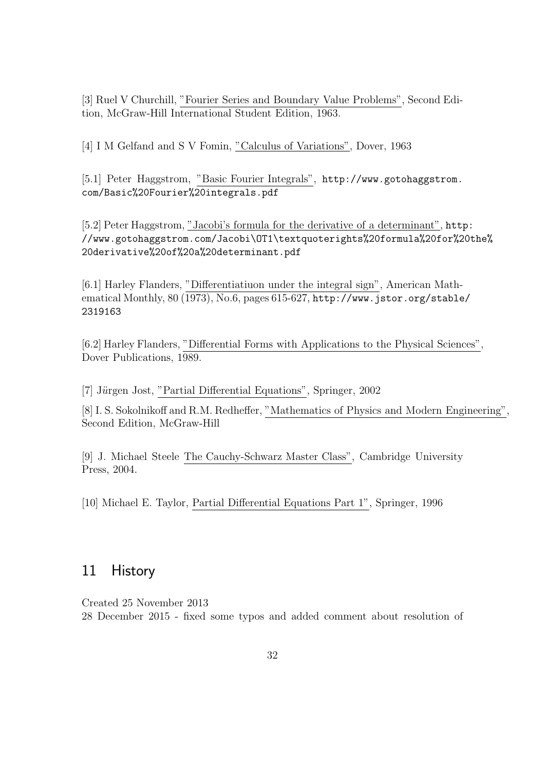[3] Ruel V Churchill, "Fourier Series and Boundary Value Problems", Second Edition, McGraw-Hill International Student Edition, 1963.

[4] I M Gelfand and S V Fomin, "Calculus of Variations", Dover, 1963

[5.1] Peter Haggstrom, "Basic Fourier Integrals", http://www.gotohaggstrom.com/Basic%20Fourier%20integrals.pdf

[5.2] Peter Haggstrom, "Jacobi's formula for the derivative of a determinant", http://www.gotohaggstrom.com/Jacobi\OT1\textquoterights%20formula%20for%20the%20derivative%20of%20a%20determinant.pdf

[6.1] Harley Flanders, "Differentiatiuon under the integral sign", American Mathematical Monthly, 80 (1973), No.6, pages 615-627, http://www.jstor.org/stable/2319163

[6.2] Harley Flanders, "Differential Forms with Applications to the Physical Sciences", Dover Publications, 1989.

[7] Jürgen Jost, "Partial Differential Equations", Springer, 2002

[8] I. S. Sokolnikoff and R.M. Redheffer, "Mathematics of Physics and Modern Engineering", Second Edition, McGraw-Hill

[9] J. Michael Steele The Cauchy-Schwarz Master Class", Cambridge University Press, 2004.

[10] Michael E. Taylor, Partial Differential Equations Part 1", Springer, 1996

## 11 History

Created 25 November 2013
28 December 2015 - fixed some typos and added comment about resolution of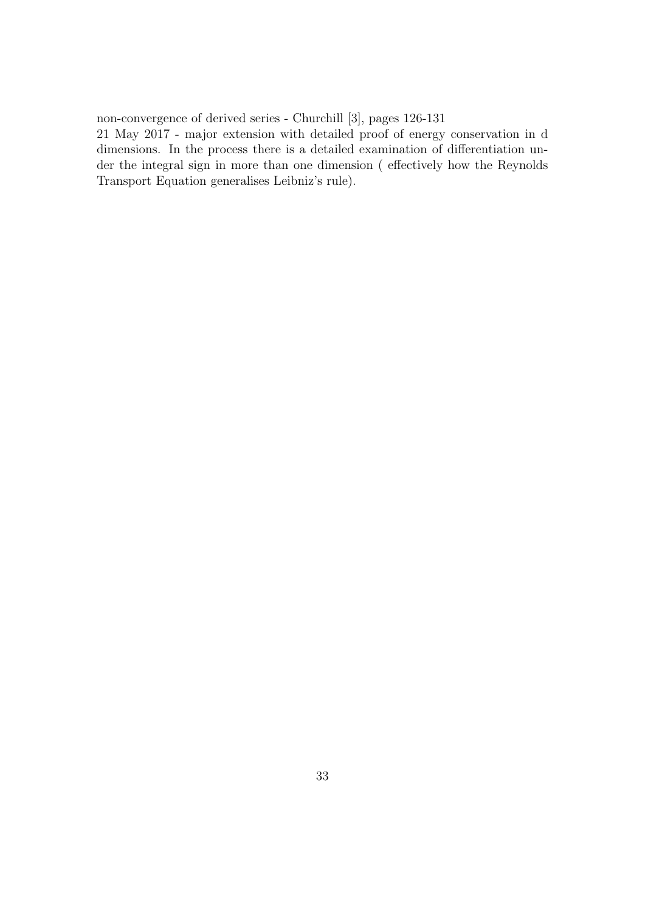non-convergence of derived series - Churchill [3], pages 126-131

21 May 2017 - major extension with detailed proof of energy conservation in d dimensions. In the process there is a detailed examination of differentiation under the integral sign in more than one dimension ( effectively how the Reynolds Transport Equation generalises Leibniz's rule).